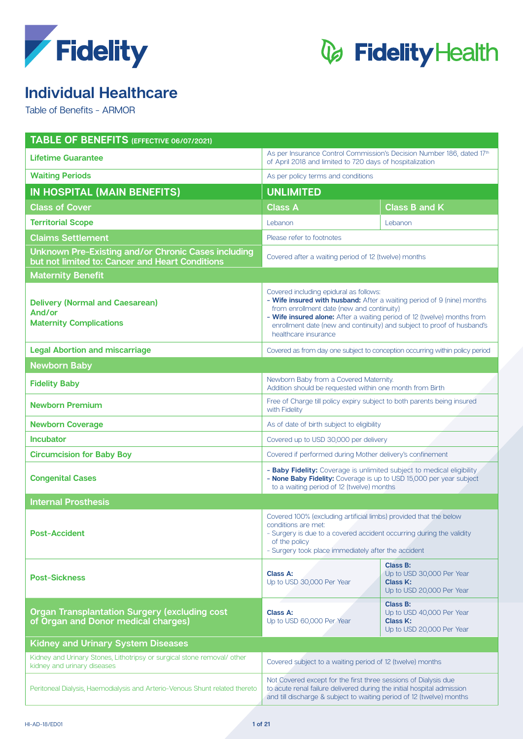# Individual Healthcare

Table of Benefits - ARMOR

| TABLE OF BENEFITS (EFFECTIVE 06/07/2021) | | |
|---|---|---|
| **Lifetime Guarantee** | As per Insurance Control Commission's Decision Number 186, dated 17th of April 2018 and limited to 720 days of hospitalization | |
| **Waiting Periods** | As per policy terms and conditions | |
| **IN HOSPITAL (MAIN BENEFITS)** | **UNLIMITED** | |
| **Class of Cover** | **Class A** | **Class B and K** |
| **Territorial Scope** | Lebanon | Lebanon |
| **Claims Settlement** | Please refer to footnotes | |
| **Unknown Pre-Existing and/or Chronic Cases including but not limited to: Cancer and Heart Conditions** | Covered after a waiting period of 12 (twelve) months | |
| **Maternity Benefit** | | |
| **Delivery (Normal and Caesarean) And/or Maternity Complications** | Covered including epidural as follows:<br>- **Wife insured with husband:** After a waiting period of 9 (nine) months from enrollment date (new and continuity)<br>- **Wife insured alone:** After a waiting period of 12 (twelve) months from enrollment date (new and continuity) and subject to proof of husband's healthcare insurance | |
| **Legal Abortion and miscarriage** | Covered as from day one subject to conception occurring within policy period | |
| **Newborn Baby** | | |
| **Fidelity Baby** | Newborn Baby from a Covered Maternity.<br>Addition should be requested within one month from Birth | |
| **Newborn Premium** | Free of Charge till policy expiry subject to both parents being insured with Fidelity | |
| **Newborn Coverage** | As of date of birth subject to eligibility | |
| **Incubator** | Covered up to USD 30,000 per delivery | |
| **Circumcision for Baby Boy** | Covered if performed during Mother delivery's confinement | |
| **Congenital Cases** | - **Baby Fidelity:** Coverage is unlimited subject to medical eligibility<br>- **None Baby Fidelity:** Coverage is up to USD 15,000 per year subject to a waiting period of 12 (twelve) months | |
| **Internal Prosthesis** | | |
| **Post-Accident** | Covered 100% (excluding artificial limbs) provided that the below conditions are met:<br>- Surgery is due to a covered accident occurring during the validity of the policy<br>- Surgery took place immediately after the accident | |
| **Post-Sickness** | **Class A:**<br>Up to USD 30,000 Per Year | **Class B:**<br>Up to USD 30,000 Per Year<br>**Class K:**<br>Up to USD 20,000 Per Year |
| **Organ Transplantation Surgery (excluding cost of Organ and Donor medical charges)** | **Class A:**<br>Up to USD 60,000 Per Year | **Class B:**<br>Up to USD 40,000 Per Year<br>**Class K:**<br>Up to USD 20,000 Per Year |
| **Kidney and Urinary System Diseases** | | |
| Kidney and Urinary Stones, Lithotripsy or surgical stone removal/ other kidney and urinary diseases | Covered subject to a waiting period of 12 (twelve) months | |
| Peritoneal Dialysis, Haemodialysis and Arterio-Venous Shunt related thereto | Not Covered except for the first three sessions of Dialysis due to acute renal failure delivered during the initial hospital admission and till discharge & subject to waiting period of 12 (twelve) months | |

HI-AD-18/ED01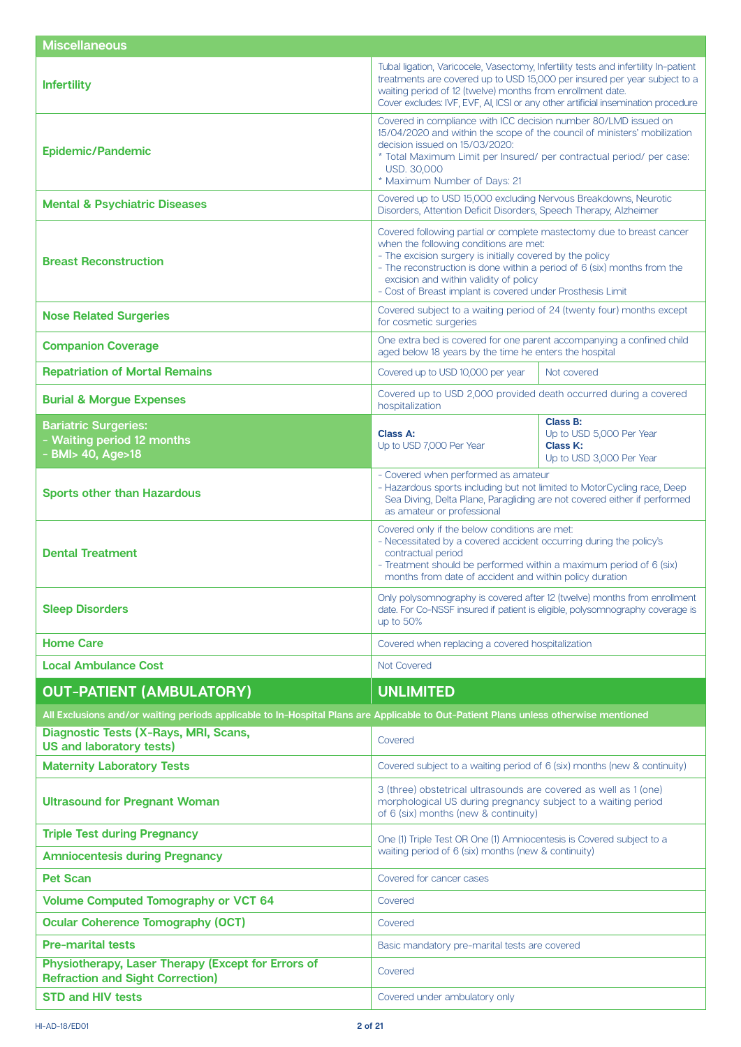| Miscellaneous | | |
|---|---|---|
| **Infertility** | Tubal ligation, Varicocele, Vasectomy, Infertility tests and infertility In-patient treatments are covered up to USD 15,000 per insured per year subject to a waiting period of 12 (twelve) months from enrollment date.<br>Cover excludes: IVF, EVF, AI, ICSI or any other artificial insemination procedure | |
| **Epidemic/Pandemic** | Covered in compliance with ICC decision number 80/LMD issued on 15/04/2020 and within the scope of the council of ministers' mobilization decision issued on 15/03/2020:<br>* Total Maximum Limit per Insured/ per contractual period/ per case: USD. 30,000<br>* Maximum Number of Days: 21 | |
| **Mental & Psychiatric Diseases** | Covered up to USD 15,000 excluding Nervous Breakdowns, Neurotic Disorders, Attention Deficit Disorders, Speech Therapy, Alzheimer | |
| **Breast Reconstruction** | Covered following partial or complete mastectomy due to breast cancer when the following conditions are met:<br>- The excision surgery is initially covered by the policy<br>- The reconstruction is done within a period of 6 (six) months from the excision and within validity of policy<br>- Cost of Breast implant is covered under Prosthesis Limit | |
| **Nose Related Surgeries** | Covered subject to a waiting period of 24 (twenty four) months except for cosmetic surgeries | |
| **Companion Coverage** | One extra bed is covered for one parent accompanying a confined child aged below 18 years by the time he enters the hospital | |
| **Repatriation of Mortal Remains** | Covered up to USD 10,000 per year | Not covered |
| **Burial & Morgue Expenses** | Covered up to USD 2,000 provided death occurred during a covered hospitalization | |
| **Bariatric Surgeries:**<br>**- Waiting period 12 months**<br>**- BMI> 40, Age>18** | **Class A:**<br>Up to USD 7,000 Per Year | **Class B:**<br>Up to USD 5,000 Per Year<br>**Class K:**<br>Up to USD 3,000 Per Year |
| **Sports other than Hazardous** | - Covered when performed as amateur<br>- Hazardous sports including but not limited to MotorCycling race, Deep Sea Diving, Delta Plane, Paragliding are not covered either if performed as amateur or professional | |
| **Dental Treatment** | Covered only if the below conditions are met:<br>- Necessitated by a covered accident occurring during the policy's contractual period<br>- Treatment should be performed within a maximum period of 6 (six) months from date of accident and within policy duration | |
| **Sleep Disorders** | Only polysomnography is covered after 12 (twelve) months from enrollment date. For Co-NSSF insured if patient is eligible, polysomnography coverage is up to 50% | |
| **Home Care** | Covered when replacing a covered hospitalization | |
| **Local Ambulance Cost** | Not Covered | |

## OUT-PATIENT (AMBULATORY) — UNLIMITED

**All Exclusions and/or waiting periods applicable to In-Hospital Plans are Applicable to Out-Patient Plans unless otherwise mentioned**

| Benefit | Coverage |
|---|---|
| **Diagnostic Tests (X-Rays, MRI, Scans, US and laboratory tests)** | Covered |
| **Maternity Laboratory Tests** | Covered subject to a waiting period of 6 (six) months (new & continuity) |
| **Ultrasound for Pregnant Woman** | 3 (three) obstetrical ultrasounds are covered as well as 1 (one) morphological US during pregnancy subject to a waiting period of 6 (six) months (new & continuity) |
| **Triple Test during Pregnancy**<br>**Amniocentesis during Pregnancy** | One (1) Triple Test OR One (1) Amniocentesis is Covered subject to a waiting period of 6 (six) months (new & continuity) |
| **Pet Scan** | Covered for cancer cases |
| **Volume Computed Tomography or VCT 64** | Covered |
| **Ocular Coherence Tomography (OCT)** | Covered |
| **Pre-marital tests** | Basic mandatory pre-marital tests are covered |
| **Physiotherapy, Laser Therapy (Except for Errors of Refraction and Sight Correction)** | Covered |
| **STD and HIV tests** | Covered under ambulatory only |

HI-AD-18/ED01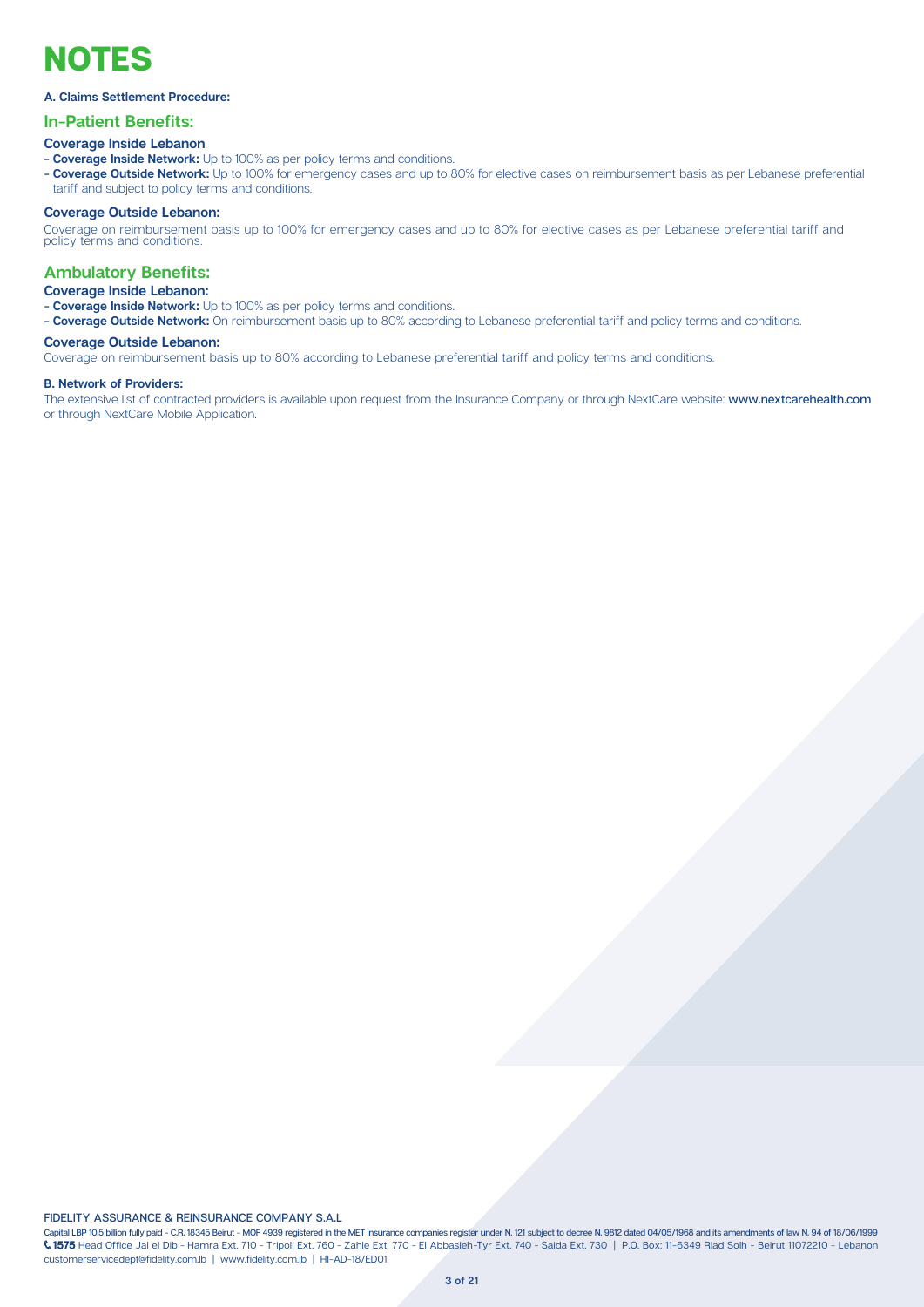# NOTES

**A. Claims Settlement Procedure:**

## In-Patient Benefits:

### Coverage Inside Lebanon

- **Coverage Inside Network:** Up to 100% as per policy terms and conditions.
- **Coverage Outside Network:** Up to 100% for emergency cases and up to 80% for elective cases on reimbursement basis as per Lebanese preferential tariff and subject to policy terms and conditions.

### Coverage Outside Lebanon:

Coverage on reimbursement basis up to 100% for emergency cases and up to 80% for elective cases as per Lebanese preferential tariff and policy terms and conditions.

## Ambulatory Benefits:

### Coverage Inside Lebanon:

- **Coverage Inside Network:** Up to 100% as per policy terms and conditions.
- **Coverage Outside Network:** On reimbursement basis up to 80% according to Lebanese preferential tariff and policy terms and conditions.

### Coverage Outside Lebanon:

Coverage on reimbursement basis up to 80% according to Lebanese preferential tariff and policy terms and conditions.

**B. Network of Providers:**

The extensive list of contracted providers is available upon request from the Insurance Company or through NextCare website: **www.nextcarehealth.com** or through NextCare Mobile Application.

FIDELITY ASSURANCE & REINSURANCE COMPANY S.A.L

Capital LBP 10.5 billion fully paid - C.R. 18345 Beirut - MOF 4939 registered in the MET insurance companies register under N. 121 subject to decree N. 9812 dated 04/05/1968 and its amendments of law N. 94 of 18/06/1999
**1575** Head Office Jal el Dib - Hamra Ext. 710 - Tripoli Ext. 760 - Zahle Ext. 770 - El Abbasieh-Tyr Ext. 740 - Saida Ext. 730 | P.O. Box: 11-6349 Riad Solh - Beirut 11072210 - Lebanon
customerservicedept@fidelity.com.lb | www.fidelity.com.lb | HI-AD-18/ED01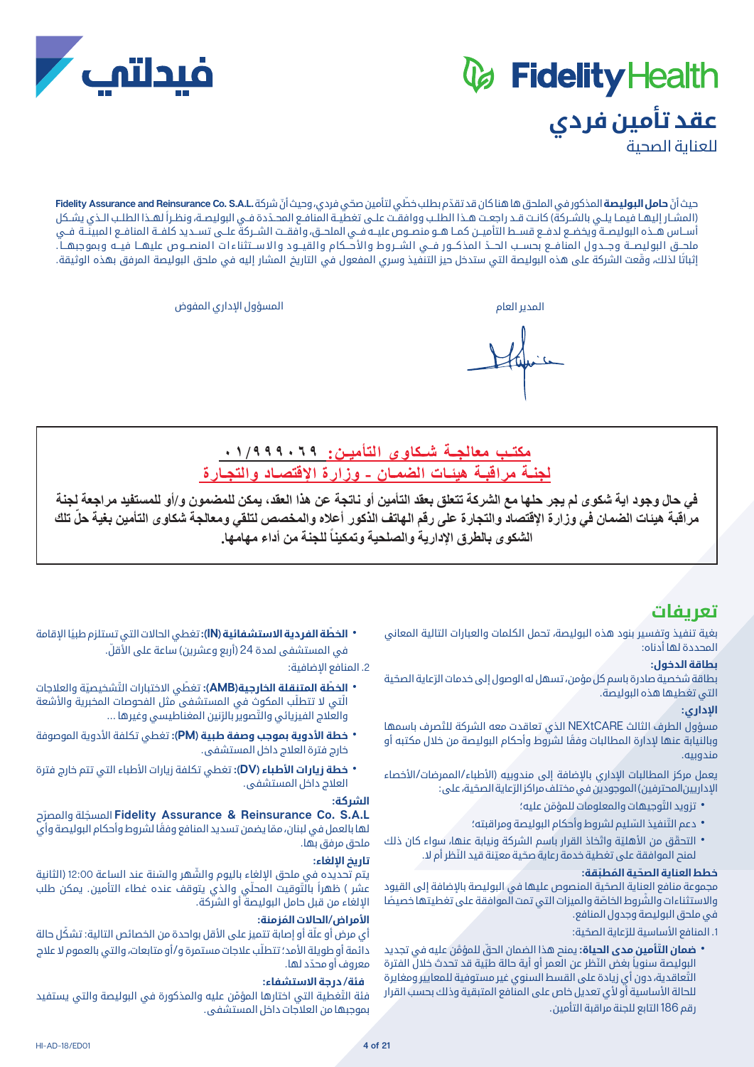فيدلتي

Fidelity Health

# عقد تأمين فردي

للعناية الصحية

حيث أنّ **حامل البوليصة** المذكور في الملحق ها هنا كان قد تقدّم بطلب خطّي لتأمين صحّي فردي، وحيث أنّ شركة **.Fidelity Assurance and Reinsurance Co. S.A.L** (المشار إليها فيما يلي بالشركة) كانت قد راجعت هذا الطلب ووافقت على تغطية المنافع المحدّدة في البوليصة، ونظراً لهذا الطلب الذي يشكل أساس هذه البوليصة ويخضع لدفع قسط التأمين كما هو منصوص عليه في الملحق، وافقت الشركة على تسديد كلفة المنافع المبينة في ملحق البوليصة وجدول المنافع بحسب الحدّ المذكور في الشروط والأحكام والقيود والاستثناءات المنصوص عليها فيه وبموجبها. إثباتًا لذلك، وقّعت الشركة على هذه البوليصة التي ستدخل حيز التنفيذ وسري المفعول في التاريخ المشار إليه في ملحق البوليصة المرفق بهذه الوثيقة.

المدير العام

المسؤول الإداري المفوض

**مكتب معالجة شكاوى التأمين: ٠١/٩٩٩٠٦٩**

**لجنة مراقبة هيئات الضمان - وزارة الإقتصاد والتجارة**

**في حال وجود اية شكوى لم يجر حلها مع الشركة تتعلق بعقد التأمين أو ناتجة عن هذا العقد، يمكن للمضمون و/أو للمستفيد مراجعة لجنة مراقبة هيئات الضمان في وزارة الإقتصاد والتجارة على رقم الهاتف الذكور أعلاه والمخصص لتلقي ومعالجة شكاوى التأمين بغية حلّ تلك الشكوى بالطرق الإدارية والصلحية وتمكيناً للجنة من أداء مهامها.**

## تعريفات

بغية تنفيذ وتفسير بنود هذه البوليصة، تحمل الكلمات والعبارات التالية المعاني المحددة لها أدناه:

**بطاقة الدخول:**

بطاقة شخصية صادرة باسم كل مؤمن، تسهل له الوصول إلى خدمات الرّعاية الصحّية التي تغطيها هذه البوليصة.

**الإداري:**

مسؤول الطرف الثالث NEXtCARE الذي تعاقدت معه الشركة للتصرف باسمها وبالنيابة عنها لإدارة المطالبات وفقًا لشروط وأحكام البوليصة من خلال مكتبه أو مندوبيه.

يعمل مركز الإداري بالإضافة إلى مندوبيه (الأطباء/الممرضات/الأخصاء الإداريين المحترفين) الموجودين في مختلف مراكز الرّعاية الصحّية، على:

- تزويد التّوجيهات والمعلومات للمؤمّن عليه؛
- دعم التّنفيذ السّليم لشروط وأحكام البوليصة ومراقبته؛
- التحقّق من الأهليّة واتّخاذ القرار باسم الشركة ونيابة عنها، سواء كان ذلك لمنح الموافقة على تغطية خدمة رعاية صحّية معيّنة قيد النّظر أم لا.

**خطط العناية الصحّية المطبّقة:**

مجموعة منافع العناية الصحّية المنصوص عليها في البوليصة بالإضافة إلى القيود والاستثناءات والشّروط الخاصّة والميزات التي تمت الموافقة على تغطيتها خصيصًا في ملحق البوليصة وجدول المنافع.

1. المنافع الأساسية للرّعاية الصحّية:

- **ضمان التّأمين مدى الحياة:** يمنح هذا الضمان الحقّ للمؤمّن عليه في تجديد البوليصة سنوياً بغض النّظر عن العمر أو أية حالة طبّية قد تحدث خلال الفترة التّعاقدية، دون أي زيادة على القسط السنوي غير مستوفية للمعايير ومغايرة للحالة الأساسية أو أي تعديل خاص على المنافع المتبقية وذلك بحسب القرار رقم 186 التابع للجنة مراقبة التأمين.
- **الخطّة الفردية الاستشفائية (IN):** تغطي الحالات التي تستلزم طبيًا الإقامة في المستشفى لمدة 24 (أربع وعشرين) ساعة على الأقلّ.

2. المنافع الإضافية:

- **الخطّة المتنقلة الخارجية(AMB):** تغطّي الاختبارات التّشخيصيّة والعلاجات الّتي لا تتطلّب المكوث في المستشفى مثل الفحوصات المخبرية والأشعة والعلاج الفيزيائي والتّصوير بالرّنين المغناطيسي وغيرها ...
- **خطة الأدوية بموجب وصفة طبية (PM):** تغطي تكلفة الأدوية الموصوفة خارج فترة العلاج داخل المستشفى.
- **خطة زيارات الأطباء (DV):** تغطي تكلفة زيارات الأطباء التي تتم خارج فترة العلاج داخل المستشفى.

**الشركة:**

**Fidelity Assurance & Reinsurance Co. S.A.L** المسجّلة والمصرّح لها بالعمل في لبنان، مّما يضمن تسديد المنافع وفقًا لشروط وأحكام البوليصة وأي ملحق مرفق بها.

**تاريخ الإلغاء:**

يتم تحديده في ملحق الإلغاء باليوم والشّهر والسّنة عند الساعة 12:00 (الثانية عشر ) ظهراً بالتّوقيت المحلّي والذي يتوقف عنده غطاء التأمين. يمكن طلب الإلغاء من قبل حامل البوليصة أو الشركة.

**الأمراض/الحالات المزمنة:**

أي مرض أو علّة أو إصابة تتميز على الأقل بواحدة من الخصائص التالية: تشكّل حالة دائمة أو طويلة الأمد؛ تتطلّب علاجات مستمرة و/أو متابعات، والتي بالعموم لا علاج معروف أو محدّد لها.

**فئة/ درجة الاستشفاء:**

فئة التّغطية التي اختارها المؤمّن عليه والمذكورة في البوليصة والتي يستفيد بموجبها من العلاجات داخل المستشفى.

HI-AD-18/ED01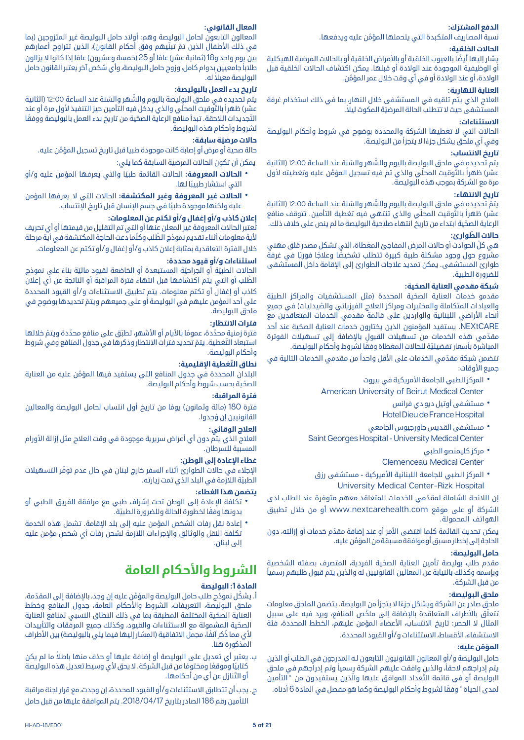**الدفع المشترك:**

نسبة المصاريف المتكبدة التي يتحملها المؤمَّن عليه ويدفعها.

**الحالات الخلقية:**

يشار إليها أيضًا بالعيوب الخلقية أو بالأمراض الخلقية أو بالحالات المرضية الهيكلية أو الوظيفية الموجودة عند الولادة أو قبلها. يمكن اكتشاف الحالات الخلقية قبل الولادة، أو عند الولادة أو في أي وقت خلال عمر المؤمَّن.

**العناية النهارية:**

العلاج الذي يتم تلقيه في المستشفى خلال النهار، بما في ذلك استخدام غرفة المستشفى حيث لا تتطلب الحالة المرضيّة المكوث ليلاً.

**الاستثناءات:**

الحالات التي لا تغطيها الشركة والمحددة بوضوح في شروط وأحكام البوليصة وفي أي ملحق يشكل جزءًا لا يتجزأ من البوليصة.

**تاريخ الانتساب:**

يتم تحديده في ملحق البوليصة باليوم والشّهر والسَنة عند الساعة 12:00 (الثانية عشر) ظهراً بالتّوقيت المحلّي والذي تم فيه تسجيل المؤمَّن عليه وتغطيته لأول مرة مع الشركة بموجب هذه البوليصة.

**تاريخ الانتهاء:**

يتمّ تحديده في ملحق البوليصة باليوم والشّهر والسَنة عند الساعة 12:00 (الثانية عشر) ظهراً بالتّوقيت المحلّي والذي تنتهي فيه تغطية التأمين. تتوقف منافع الرعاية الصحّية ابتداء من تاريخ انتهاء صلاحية البوليصة ما لم ينص على خلاف ذلك.

**حالات الطّوارئ:**

هي كلّ الحوادث أو حالات المرض المفاجئ المغطاة، التي تشكل مصدر قلق مهني مشروع حول وجود مشكلة طبية كبيرة تتطلب تشخيصًا وعلاجًا فوريًا في غرفة طوارئ المستشفى. يمكن تمديد علاجات الطوارئ إلى الإقامة داخل المستشفى للضرورة الطبية.

**شبكة مقدمي العناية الصحّية:**

مقدمو خدمات العناية الصحّية المحددة (مثل المستشفيات والمراكز الطبيّة والعيادات المتكاملة والمختبرات ومراكز العلاج الفيزيائي والصّيدليات) في جميع أنحاء الأراضي اللبنانية والواردين على قائمة مقدمي الخدمات المتعاقدين مع NEXtCARE. يستفيد المؤمنون الذين يختارون خدمات العناية الصحّية عند أحد مقدّمي هذه الخدمات من تسهيلات القبول بالإضافة إلى تسهيلات الفوترة المباشرة بأسعار تفضيليّة للحالات المغطاة وفقًا لشروط وأحكام البوليصة.

تتضمن شبكة مقدّمي الخدمات على الأقل واحداً من مقدمي الخدمات التالية في جميع الأوقات:

- المركز الطبي للجامعة الأمريكية في بيروت
  American University of Beirut Medical Center
- مستشفى أوتيل ديو دي فرانس
  Hotel Dieu de France Hospital
- مستشفى القديس جاورجيوس الجامعي
  Saint Georges Hospital - University Medical Center
- مركز كليمنصو الطبي
  Clemenceau Medical Center
- المركز الطبي للجامعة اللبنانية الأميركية - مستشفى رزق
  University Medical Center-Rizk Hospital

إن اللائحة الشاملة لمقدّمي الخدمات المتعاقد معهم متوفرة عند الطلب لدى الشركة أو على موقع www.nextcarehealth.com أو من خلال تطبيق الهواتف المحمولة.

يمكن تحديث القائمة كلما اقتضى الأمر أو عند إضافة مقدّم خدمات أو إزالته، دون الحاجة إلى إخطار مسبق أو موافقة مسبقة من المؤمَّن عليه.

**حامل البوليصة:**

مقدم طلب بوليصة تأمين العناية الصحّية الفردية، المتصرف بصفته الشخصية وبإسمه وكذلك بالنيابة عن المعالين القانونيين له والذين يتم قبول طلبهم رسمياً من قبل الشركة.

**ملحق البوليصة:**

ملحق صادر عن الشركة ويشكل جزءًا لا يتجزأ من البوليصة. يتضمن الملحق معلومات تتعلّق بالأطراف المتعاقدة بالإضافة إلى ملخّص المنافع، ويرد فيه على سبيل المثال لا الحصر: تاريخ الانتساب، الأعضاء المؤمن عليهم، الخطط المحددة، فئة الاستشفاء، الأقساط، الاستثناءات و/أو القيود المحددة.

**المؤمَّن عليه:**

حامل البوليصة و/أو المعالون القانونيون التابعون له المدرجون في الطلب أو الذين يتم إدراجهم لاحقاً، والذين وافقت عليهم الشركة رسمياً وتم إدراجهم في ملحق البوليصة أو في قائمة التّعداد الموافق عليها والذين يستفيدون من "التأمين لمدى الحياة" وفقًا لشروط وأحكام البوليصة وكما هو مفصل في المادة 6 أدناه.

**المعال القانوني:**

المعالون التابعون لحامل البوليصة وهم: أولاد حامل البوليصة غير المتزوجين (بما في ذلك الأطفال الذين تمّ تبنّيهم وفق أحكام القانون)، الذين تتراوح أعمارهم بين يوم واحد و18 (ثمانية عشر) عامًا أو 25 (خمسة وعشرون) عامًا إذا كانوا لا يزالون طلاباً جامعيين بدوام كامل، وزوج حامل البوليصة، وأي شخص آخر يعتبر القانون حامل البوليصة معيلا له.

**تاريخ بدء العمل بالبوليصة:**

يتم تحديده في ملحق البوليصة باليوم والشّهر والسَنة عند الساعة 12:00 (الثانية عشر) ظهراً بالتّوقيت المحلّي والذي يدخل فيه التأمين حيز التنفيذ لأول مرة أو عند التّجديدات اللاحقة. تبدأ منافع الرعاية الصحّية من تاريخ بدء العمل بالبوليصة ووفقًا لشروط وأحكام هذه البوليصة.

**حالات مرضيّة سابقة:**

حالة صحية أو مرض أو إصابة كانت موجودة طبيا قبل تاريخ تسجيل المؤمَّن عليه.

يمكن أن تكون الحالات المرضية السابقة كما يلي:

- **الحالات المعروفة:** الحالات القائمة طبيًا والتي يعرفها المؤمن عليه و/أو التي استشار طبيبًا لها.
- **الحالات غير المعروفة وغير المكتشفة:** الحالات التي لا يعرفها المؤمن عليه ولكنها موجودة طبيًا في جسم الإنسان قبل تاريخ الإنتساب.

**إعلان كاذب و/أو إغفال و/أو تكتم عن المعلومات:**

تُعتبر الحالات المعروفة غير المعلن عنها أو التي تم التقليل من قيمتها أو أي تحريف لأية معلومات أثناء تقديم نموذج الطّلب وكلّما دعت الحاجة المكتشفة في أية مرحلة خلال الفترة التعاقدية بمثابة إعلان كاذب و/أو إغفال و/أو تكتم عن المعلومات.

**استثناءات و/أو قيود محددة:**

الحالات الطبيّة أو الجراحيّة المستبعدة أو الخاضعة لقيود ماليّة بناءً على نموذج الطّلب أو التي يتم اكتشافها قبل انتهاء فترة المراقبة أو الناتجة عن أي إعلان كاذب أو إغفال أو تكتم معلومات. يتم تطبيق الاستثناءات و/أو القيود المحددة على أحد المؤمن عليهم في البوليصة أو على جميعهم ويتمّ تحديدها بوضوح في ملحق البوليصة.

**فترات الانتظار:**

فترة زمنية محدّدة، عمومًا بالأيام أو الأشهر، تطبّق على منافع محدّدة ويتمّ خلالها استبعاد التّغطية. يتمّ تحديد فترات الانتظار وذكرها في جدول المنافع وفي شروط وأحكام البوليصة.

**نطاق التّغطية الإقليمية:**

البلدان المحددة في جدول المنافع التي يستفيد فيها المؤمّن عليه من العناية الصحّية بحسب شروط وأحكام البوليصة.

**فترة المراقبة:**

فترة 180 (مائة وثمانون) يومًا من تاريخ أول انتساب لحامل البوليصة والمعالين القانونيين إن وُجدوا.

**العلاج الوقائي:**

العلاج الذي يتم دون أي أعراض سريرية موجودة في وقت العلاج مثل إزالة الأورام المسببة للسرطان.

**غطاء الإعادة إلى الوطن:**

الإجلاء في حالات الطوارئ أثناء السفر خارج لبنان في حال عدم توفّر التسهيلات الطبيّة اللازمة في البلد الذي تمت زيارته.

**يتضمن هذا الغطاء:**

- تكلفة الإعادة إلى الوطن تحت إشراف طبي مع مرافقة الفريق الطبي أو بدونها وفقًا لخطورة الحالة وللضرورة الطبيّة.
- إعادة نقل رفات الشخص المؤمن عليه إلى بلد الإقامة. تشمل هذه الخدمة تكلفة النقل والوثائق والإجراءات اللازمة لشحن رفات أي شخص مؤمن عليه إلى لبنان.

# الشروط والأحكام العامة

### المادة 1: البوليصة

أ. يشكّل نموذج طلب حامل البوليصة والمؤمَّن عليه إن وجد، بالإضافة إلى المقدّمة، ملحق البوليصة، التعريفات، الشروط والأحكام العامة، جدول المنافع وخطط العناية الصحّية المختلفة المطبقة بما في ذلك النطاق النسبي لمنافع العناية الصحّية المشمولة مع الاستثناءات والقيود، وكذلك جميع المرفقات والتأييدات لأي مما ذُكر آنفًا، مجمل الاتفاقية (المشار إليها فيما يلي بالبوليصة) بين الأطراف المذكورة هنا.

ب. يعتبر أي تعديل على البوليصة أو إضافة عليها أو حذف منها باطلاً ما لم يكن كتابيًا وموقعًا ومختومًا من قبل الشركة. لا يحق لأي وسيط تعديل هذه البوليصة أو التّنازل عن أي من أحكامها.

ج. يجب أن تتطابق الاستثناءات و/أو القيود المحددة، إن وجدت، مع قرار لجنة مراقبة التأمين رقم 186 الصادر بتاريخ 2018/04/17. يتم الموافقة عليها من قبل حامل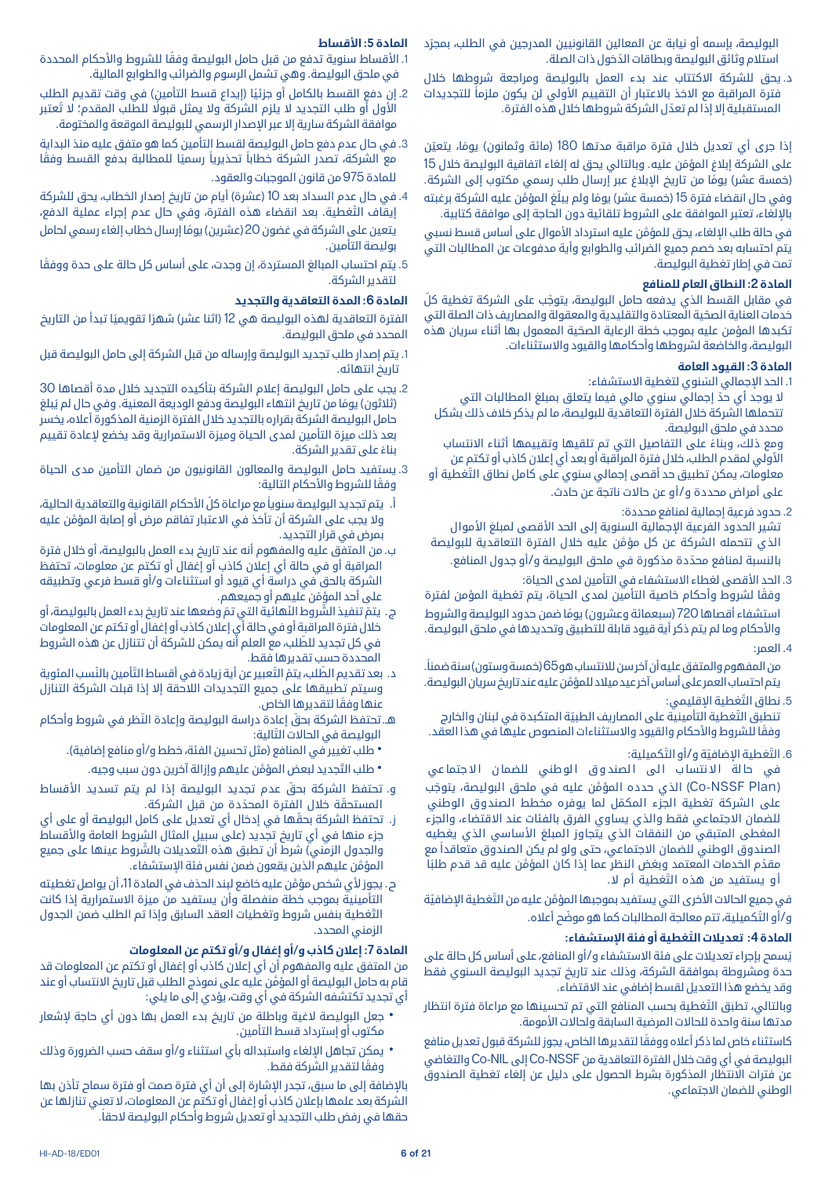البوليصة، بإسمه أو نيابة عن المعالين القانونيين المدرجين في الطلب، بمجرّد استلام وثائق البوليصة وبطاقات الدّخول ذات الصلة.

د. يحق للشركة الاكتتاب عند بدء العمل بالبوليصة ومراجعة شروطها خلال فترة المراقبة مع الاخذ بالاعتبار أن التقييم الأولي لن يكون ملزماً للتجديدات المستقبلية إلا إذا لم تعدّل الشركة شروطها خلال هذه الفترة.

إذا جرى أي تعديل خلال فترة مراقبة مدتها 180 (مائة وثمانون) يومًا، يتعيّن على الشركة إبلاغ المؤمّن عليه. وبالتالي يحق له إلغاء اتفاقية البوليصة خلال 15 (خمسة عشر) يومًا من تاريخ الإبلاغ عبر إرسال طلب رسمي مكتوب إلى الشركة. وفي حال انقضاء فترة 15 (خمسة عشر) يومًا ولم يبلّغ المؤمّن عليه الشركة برغبته بالإلغاء، تعتبر الموافقة على الشروط تلقائية دون الحاجة إلى موافقة كتابية.

في حالة طلب الإلغاء، يحق للمؤمّن عليه استرداد الأموال على أساس قسط نسبي يتم احتسابه بعد خصم جميع الضرائب والطوابع وأية مدفوعات عن المطالبات التي تمت في إطار تغطية البوليصة.

### المادة 2: النطاق العام للمنافع

في مقابل القسط الذي يدفعه حامل البوليصة، يتوجّب على الشركة تغطية كلّ خدمات العناية الصحّية المعتادة والتقليدية والمعقولة والمصاريف ذات الصلة التي تكبدها المؤمن عليه بموجب خطة الرعاية الصحية المعمول بها أثناء سريان هذه البوليصة، والخاضعة لشروطها وأحكامها والقيود والاستثناءات.

### المادة 3: القيود العامة

1. الحد الإجمالي السّنوي لتغطية الاستشفاء:
لا يوجد أي حدّ إجمالي سنوي مالي فيما يتعلق بمبلغ المطالبات التي تتحملها الشركة خلال الفترة التعاقدية للبوليصة، ما لم يذكر خلاف ذلك بشكل محدد في ملحق البوليصة.
ومع ذلك، وبناءً على التفاصيل التي تم تلقيها وتقييمها أثناء الانتساب الأولي لمقدم الطلب، خلال فترة المراقبة أو بعد أي إعلان كاذب أو تكتم عن معلومات، يمكن تطبيق حد أقصى إجمالي سنوي على كامل نطاق التّغطية أو على أمراض محددة و/أو عن حالات ناتجة عن حادث.

2. حدود فرعية إجمالية لمنافع محددة:
تشير الحدود الفرعية الإجمالية السنوية إلى الحد الأقصى لمبلغ الأموال الذي تتحمله الشركة عن كل مؤمّن عليه خلال الفترة التعاقدية للبوليصة بالنسبة لمنافع محدّدة مذكورة في ملحق البوليصة و/أو جدول المنافع.

3. الحد الأقصى لغطاء الاستشفاء في التأمين لمدى الحياة:
وفقًا لشروط وأحكام خاصية التأمين لمدى الحياة، يتم تغطية المؤمن لفترة استشفاء أقصاها 720 (سبعمائة وعشرون) يومًا ضمن حدود البوليصة والشروط والأحكام وما لم يتم ذكر أية قيود قابلة للتطبيق وتحديدها في ملحق البوليصة.

4. العمر:
من المفهوم والمتفق عليه أن آخر سن للانتساب هو 65 (خمسة وستون) سنة ضمناً. يتم احتساب العمر على أساس آخر عيد ميلاد للمؤمّن عليه عند تاريخ سريان البوليصة.

5. نطاق التّغطية الإقليمي:
تنطبق التّغطية التأمينيّة على المصاريف الطبيّة المتكبدة في لبنان والخارج وفقًا للشروط والأحكام والقيود والاستثناءات المنصوص عليها في هذا العقد.

6. التّغطية الإضافيّة و/أو التّكميلية:
في حالة الانتساب الى الصندوق الوطني للضمان الاجتماعي (Co-NSSF Plan) الذي حدده المؤمّن عليه في ملحق البوليصة، يتوجّب على الشركة تغطية الجزء المكمّل لما يوفره مخطط الصندوق الوطني للضمان الاجتماعي فقط والذي يساوي الفرق بالفئات عند الاقتضاء، والجزء المغطى المتبقي من النفقات الذي يتجاوز المبلغ الأساسي الذي يغطيه الصندوق الوطني للضمان الاجتماعي، حتى ولو لم يكن الصندوق متعاقداً مع مقدّم الخدمات المعتمد وبغض النظر عما إذا كان المؤمّن عليه قد قدم طلبًا أو يستفيد من هذه التّغطية أم لا.

في جميع الحالات الأخرى التي يستفيد بموجبها المؤمّن عليه من التّغطية الإضافيّة و/أو التكميلية، تتم معالجة المطالبات كما هو موضّح أعلاه.

### المادة 4: تعديلات التّغطية أو فئة الإستشفاء:

يُسمح بإجراء تعديلات على فئة الاستشفاء و/أو المنافع، على أساس كل حالة على حدة ومشروطة بموافقة الشركة، وذلك عند تاريخ تجديد البوليصة السنوي فقط وقد يخضع هذا التعديل لقسط إضافي عند الاقتضاء.

وبالتالي، تطبق التّغطية بحسب المنافع التي تم تحسينها مع مراعاة فترة انتظار مدتها سنة واحدة للحالات المرضية السابقة ولحالات الأمومة.

كاستثناء خاص لما ذكر أعلاه ووفقًا لتقديرها الخاص، يجوز للشركة قبول تعديل منافع البوليصة في أي وقت خلال الفترة التعاقدية من Co-NSSF إلى Co-NIL والتغاضي عن فترات الانتظار المذكورة بشرط الحصول على دليل عن إلغاء تغطية الصندوق الوطني للضمان الاجتماعي.

### المادة 5: الأقساط

1. الأقساط سنوية تدفع من قبل حامل البوليصة وفقًا للشروط والأحكام المحددة في ملحق البوليصة. وهي تشمل الرسوم والضرائب والطوابع المالية.
2. إن دفع القسط بالكامل أو جزئيًا (إيداع قسط التأمين) في وقت تقديم الطلب الأول أو طلب التجديد لا يلزم الشركة ولا يمثل قبولًا للطلب المقدم؛ لا تُعتبر موافقة الشركة سارية إلا عبر الإصدار الرسمي للبوليصة الموقعة والمختومة.
3. في حال عدم دفع حامل البوليصة لقسط التأمين كما هو متفق عليه منذ البداية مع الشركة، تصدر الشركة خطاباً تحذيرياً رسميًا للمطالبة بدفع القسط وفقًا للمادة 975 من قانون الموجبات والعقود.
4. في حال عدم السداد بعد 10 (عشرة) أيام من تاريخ إصدار الخطاب، يحق للشركة إيقاف التّغطية. بعد انقضاء هذه الفترة، وفي حال عدم إجراء عملية الدفع، يتعين على الشركة في غضون 20 (عشرين) يومًا من إرسال خطاب إلغاء رسمي لحامل بوليصة التأمين.
5. يتم احتساب المبالغ المستردة، إن وجدت، على أساس كل حالة على حدة ووفقًا لتقدير الشركة.

### المادة 6: المدة التعاقدية والتجديد

الفترة التعاقدية لهذه البوليصة هي 12 (اثنا عشر) شهرًا تقويميًا تبدأ من التاريخ المحدد في ملحق البوليصة.

1. يتم إصدار طلب تجديد البوليصة وإرساله من قبل الشركة إلى حامل البوليصة قبل تاريخ انتهائه.
2. يجب على حامل البوليصة إعلام الشركة بتأكيده التجديد خلال مدة أقصاها 30 (ثلاثون) يومًا من تاريخ انتهاء البوليصة ودفع الوديعة المعنية. وفي حال لم يُبلغ حامل البوليصة الشركة بقراره بالتجديد خلال الفترة الزمنية المذكورة أعلاه، يخسر بعد ذلك ميزة التأمين لمدى الحياة وميزة الاستمرارية وقد يخضع لإعادة تقييم بناءً على تقدير الشركة.
3. يستفيد حامل البوليصة والمعالون القانونيون من ضمان التأمين مدى الحياة وفقًا للشروط والأحكام التالية:

أ. يتم تجديد البوليصة سنوياً مع مراعاة كلّ الأحكام القانونية والتعاقدية الحالية، ولا يجب على الشركة أن تأخذ في الاعتبار تفاقم مرض أو إصابة المؤمّن عليه بمرض في قرار التجديد.

ب. من المتفق عليه والمفهوم أنه عند تاريخ بدء العمل بالبوليصة، أو خلال فترة المراقبة أو في حالة أي إعلان كاذب أو إغفال أو تكتم عن معلومات، تحتفظ الشركة بالحق في دراسة أي قيود أو استثناءات و/أو قسط فرعي وتطبيقه على أحد المؤمّن عليهم أو جميعهم.

ج. يتمّ تنفيذ الشّروط النّهائية التي تمّ وضعها عند تاريخ بدء العمل بالبوليصة، أو خلال فترة المراقبة أو في حالة أي إعلان كاذب أو إغفال أو تكتم عن المعلومات في كل تجديد للطّلب، مع العلم أنه يمكن للشركة أن تتنازل عن هذه الشروط المحددة حسب تقديرها فقط.

د. بعد تقديم الطّلب، يتمّ التّعبير عن أية زيادة في أقساط التّأمين بالنّسب المئوية وسيتم تطبيقها على جميع التجديدات اللاحقة إلا إذا قبلت الشركة التنازل عنها وفقًا لتقديرها الخاص.

هـ. تحتفظ الشركة بحقّ إعادة دراسة البوليصة وإعادة النّظر في شروط وأحكام البوليصة في الحالات التّالية:
- طلب تغيير في المنافع (مثل تحسين الفئة، خطط و/أو منافع إضافية).
- طلب التّجديد لبعض المؤمّن عليهم وإزالة آخرين دون سبب وجيه.

و. تحتفظ الشركة بحقّ عدم تجديد البوليصة إذا لم يتم تسديد الأقساط المستحقّة خلال الفترة المحدّدة من قبل الشركة.

ز. تحتفظ الشركة بحقّها في إدخال أي تعديل على كامل البوليصة أو على أي جزء منها في أي تاريخ تجديد (على سبيل المثال الشروط العامة والأقساط والجدول الزمني) شرط أن تطبق هذه التّعديلات بالشّروط عينها على جميع المؤمّن عليهم الذين يقعون ضمن نفس فئة الإستشفاء.

ح. يجوز لأي شخص مؤمّن عليه خاضع لبند الحذف في المادة 11، أن يواصل تغطيته التأمينية بموجب خطة منفصلة وأن يستفيد من ميزة الاستمرارية إذا كانت التّغطية بنفس شروط وتغطيات العقد السابق وإذا تم الطلب ضمن الجدول الزمني المحدد.

### المادة 7: إعلان كاذب و/أو إغفال و/أو تكتم عن المعلومات

من المتفق عليه والمفهوم أن أي إعلان كاذب أو إغفال أو تكتم عن المعلومات قد قام به حامل البوليصة أو المؤمّن عليه على نموذج الطلب قبل تاريخ الانتساب أو عند أي تجديد تكتشفه الشركة في أي وقت، يؤدي إلى ما يلي:

- جعل البوليصة لاغية وباطلة من تاريخ بدء العمل بها دون أي حاجة لإشعار مكتوب أو إسترداد قسط التأمين.
- يمكن تجاهل الإلغاء واستبداله بأي استثناء و/أو سقف حسب الضرورة وذلك وفقًا لتقدير الشركة فقط.

بالإضافة إلى ما سبق، تجدر الإشارة إلى أن أي فترة صمت أو فترة سماح تأذن بها الشركة بعد علمها بإعلان كاذب أو إغفال أو تكتم عن المعلومات، لا تعني تنازلها عن حقها في رفض طلب التجديد أو تعديل شروط وأحكام البوليصة لاحقاً.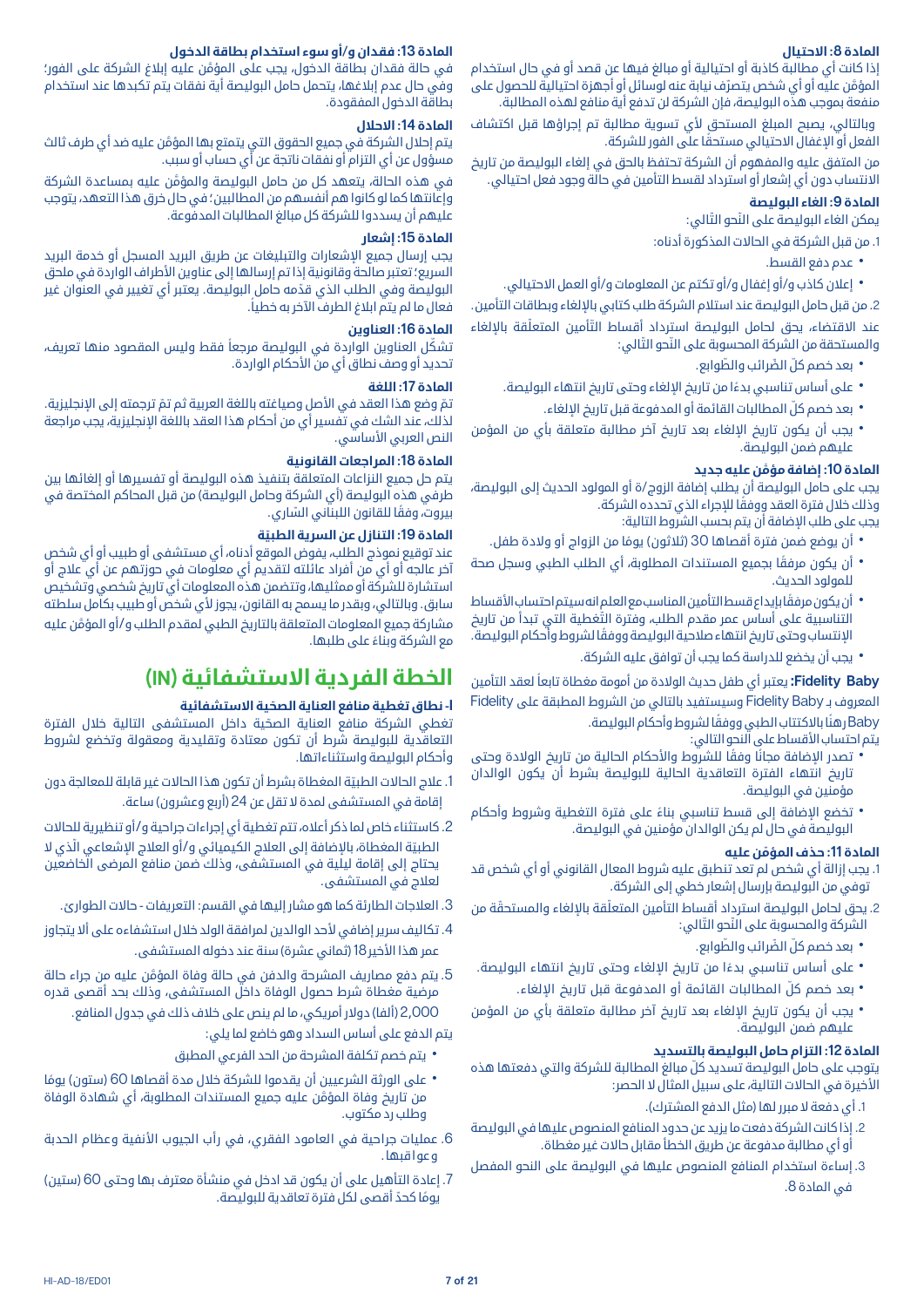### المادة 8: الاحتيال

إذا كانت أي مطالبة كاذبة أو احتيالية أو مبالغ فيها عن قصد أو في حال استخدام المؤمَّن عليه أو أي شخص يتصرّف نيابة عنه لوسائل أو أجهزة احتيالية للحصول على منفعة بموجب هذه البوليصة، فإن الشركة لن تدفع أية منافع لهذه المطالبة.

وبالتالي، يصبح المبلغ المستحق لأي تسوية مطالبة تم إجراؤها قبل اكتشاف الفعل أو الإغفال الاحتيالي مستحقاً على الفور للشركة.

من المتفق عليه والمفهوم أن الشركة تحتفظ بالحق في إلغاء البوليصة من تاريخ الانتساب دون أي إشعار أو استرداد لقسط التأمين في حالة وجود فعل احتيالي.

### المادة 9: الغاء البوليصة

يمكن الغاء البوليصة على النّحو التّالي:

1. من قبل الشركة في الحالات المذكورة أدناه:
   - عدم دفع القسط.
   - إعلان كاذب و/أو إغفال و/أو تكتم عن المعلومات و/أو العمل الاحتيالي.
2. من قبل حامل البوليصة عند استلام الشركة طلب كتابي بالإلغاء وبطاقات التأمين.

عند الاقتضاء، يحق لحامل البوليصة استرداد أقساط التّأمين المتعلّقة بالإلغاء والمستحقة من الشركة المحسوبة على النّحو التّالي:

- بعد خصم كلّ الضّرائب والطّوابع.
- على أساس تناسبي بدءاً من تاريخ الإلغاء وحتى تاريخ انتهاء البوليصة.
- بعد خصم كلّ المطالبات القائمة أو المدفوعة قبل تاريخ الإلغاء.
- يجب أن يكون تاريخ الإلغاء بعد تاريخ آخر مطالبة متعلقة بأي من المؤمن عليهم ضمن البوليصة.

### المادة 10: إضافة مؤمَّن عليه جديد

يجب على حامل البوليصة أن يطلب إضافة الزوج/ة أو المولود الحديث إلى البوليصة، وذلك خلال فترة العقد ووفقًا للإجراء الذي تحدده الشركة.
يجب على طلب الإضافة أن يتم بحسب الشروط التالية:

- أن يوضع ضمن فترة أقصاها 30 (ثلاثون) يومًا من الزواج أو ولادة طفل.
- أن يكون مرفقًا بجميع المستندات المطلوبة، أي الطلب الطبي وسجل صحة للمولود الحديث.
- أن يكون مرفقًا بإيداع قسط التأمين المناسب مع العلم انه سيتم احتساب الأقساط التناسبية على أساس عمر مقدم الطلب، وفترة التّغطية التي تبدأ من تاريخ الإنتساب وحتى تاريخ انتهاء صلاحية البوليصة ووفقًا لشروط وأحكام البوليصة.
- يجب أن يخضع للدراسة كما يجب أن توافق عليه الشركة.

**Fidelity Baby:** يعتبر أي طفل حديث الولادة من أمومة مغطاة تابعاً لعقد التأمين المعروف بـ Fidelity Baby وسيستفيد بالتالي من الشروط المطبقة على Fidelity Baby رهنًا بالاكتتاب الطبي ووفقًا لشروط وأحكام البوليصة.
يتم احتساب الأقساط على النحو التالي:

- تصدر الإضافة مجانًا وفقًا للشروط والأحكام الحالية من تاريخ الولادة وحتى تاريخ انتهاء الفترة التعاقدية الحالية للبوليصة بشرط أن يكون الوالدان مؤمنين في البوليصة.
- تخضع الإضافة إلى قسط تناسبي بناءً على فترة التغطية وشروط وأحكام البوليصة في حال لم يكن الوالدان مؤمنين في البوليصة.

### المادة 11: حذف المؤمَّن عليه

1. يجب إزالة أي شخص لم تعد تنطبق عليه شروط المعال القانوني أو أي شخص قد توفي من البوليصة بإرسال إشعار خطي إلى الشركة.
2. يحق لحامل البوليصة استرداد أقساط التأمين المتعلّقة بالإلغاء والمستحقّة من الشركة والمحسوبة على النّحو التّالي:
   - بعد خصم كلّ الضّرائب والطّوابع.
   - على أساس تناسبي بدءاً من تاريخ الإلغاء وحتى تاريخ انتهاء البوليصة.
   - بعد خصم كلّ المطالبات القائمة أو المدفوعة قبل تاريخ الإلغاء.
   - يجب أن يكون تاريخ الإلغاء بعد تاريخ آخر مطالبة متعلقة بأي من المؤمن عليهم ضمن البوليصة.

### المادة 12: التزام حامل البوليصة بالتسديد

يتوجب على حامل البوليصة تسديد كلّ مبالغ المطالبة للشركة والتي دفعتها هذه الأخيرة في الحالات التالية، على سبيل المثال لا الحصر:

1. أي دفعة لا مبرر لها (مثل الدفع المشترك).
2. إذا كانت الشركة دفعت ما يزيد عن حدود المنافع المنصوص عليها في البوليصة أو أي مطالبة مدفوعة عن طريق الخطأ مقابل حالات غير مغطاة.
3. إساءة استخدام المنافع المنصوص عليها في البوليصة على النحو المفصل في المادة 8.

### المادة 13: فقدان و/أو سوء استخدام بطاقة الدخول

في حالة فقدان بطاقة الدخول، يجب على المؤمَّن عليه إبلاغ الشركة على الفور؛ وفي حال عدم إبلاغها، يتحمل حامل البوليصة أية نفقات يتم تكبدها عند استخدام بطاقة الدخول المفقودة.

### المادة 14: الاحلال

يتم إحلال الشركة في جميع الحقوق التي يتمتع بها المؤمَّن عليه ضد أي طرف ثالث مسؤول عن أي التزام أو نفقات ناتجة عن أي حساب أو سبب.

في هذه الحالة، يتعهد كل من حامل البوليصة والمؤمَّن عليه بمساعدة الشركة وإعانتها كما لو كانوا هم أنفسهم من المطالبين؛ في حال خرق هذا التعهد، يتوجب عليهم أن يسددوا للشركة كل مبالغ المطالبات المدفوعة.

### المادة 15: إشعار

يجب إرسال جميع الإشعارات والتبليغات عن طريق البريد المسجل أو خدمة البريد السريع؛ تعتبر صالحة وقانونية إذا تم إرسالها إلى عناوين الأطراف الواردة في ملحق البوليصة وفي الطلب الذي قدّمه حامل البوليصة. يعتبر أي تغيير في العنوان غير فعال ما لم يتم ابلاغ الطرف الآخر به خطياً.

### المادة 16: العناوين

تشكّل العناوين الواردة في البوليصة مرجعاً فقط وليس المقصود منها تعريف، تحديد أو وصف نطاق أي من الأحكام الواردة.

### المادة 17: اللغة

تمّ وضع هذا العقد في الأصل وصياغته باللغة العربية ثم تمّ ترجمته إلى الإنجليزية. لذلك، عند الشك في تفسير أي من أحكام هذا العقد باللغة الإنجليزية، يجب مراجعة النص العربي الأساسي.

### المادة 18: المراجعات القانونية

يتم حل جميع النزاعات المتعلقة بتنفيذ هذه البوليصة أو تفسيرها أو إلغائها بين طرفي هذه البوليصة (أي الشركة وحامل البوليصة) من قبل المحاكم المختصة في بيروت، وفقًا للقانون اللبناني السّاري.

### المادة 19: التنازل عن السرية الطبية

عند توقيع نموذج الطلب، يفوض الموقع أدناه، أي مستشفى أو طبيب أو أي شخص آخر عالجه أو أي من أفراد عائلته لتقديم أي معلومات في حوزتهم عن أي علاج أو استشارة للشركة أو ممثليها، وتتضمن هذه المعلومات أي تاريخ شخصي وتشخيص سابق. وبالتالي، وبقدر ما يسمح به القانون، يجوز لأي شخص أو طبيب بكامل سلطته مشاركة جميع المعلومات المتعلقة بالتاريخ الطبي لمقدم الطلب و/أو المؤمَّن عليه مع الشركة وبناءً على طلبها.

# الخطة الفردية الاستشفائية (IN)

### ا- نطاق تغطية منافع العناية الصحية الاستشفائية

تغطي الشركة منافع العناية الصحية داخل المستشفى التالية خلال الفترة التعاقدية للبوليصة شرط أن تكون معتادة وتقليدية ومعقولة وتخضع لشروط وأحكام البوليصة واستثناءاتها.

1. علاج الحالات الطبيّة المغطاة بشرط أن تكون هذا الحالات غير قابلة للمعالجة دون إقامة في المستشفى لمدة لا تقل عن 24 (أربع وعشرون) ساعة.
2. كاستثناء خاص لما ذكر أعلاه، تتم تغطية أي إجراءات جراحية و/أو تنظيرية للحالات الطبيّة المغطاة، بالإضافة إلى العلاج الكيميائي و/أو العلاج الإشعاعي الّذي لا يحتاج إلى إقامة ليلية في المستشفى، وذلك ضمن منافع المرضى الخاضعين لعلاج في المستشفى.
3. العلاجات الطارئة كما هو مشار إليها في القسم: التعريفات - حالات الطوارئ.
4. تكاليف سرير إضافي لأحد الوالدين لمرافقة الولد خلال استشفاءه على ألا يتجاوز عمر هذا الأخير 18 (ثماني عشرة) سنة عند دخوله المستشفى.
5. يتم دفع مصاريف المشرحة والدفن في حالة وفاة المؤمَّن عليه من جراء حالة مرضية مغطاة شرط حصول الوفاة داخل المستشفى، وذلك بحد أقصى قدره 2,000 (ألفا) دولار أمريكي، ما لم ينص على خلاف ذلك في جدول المنافع.
   يتم الدفع على أساس السداد وهو خاضع لما يلي:
   - يتم خصم تكلفة المشرحة من الحد الفرعي المطبق
   - على الورثة الشرعيين أن يقدموا للشركة خلال مدة أقصاها 60 (ستون) يومًا من تاريخ وفاة المؤمَّن عليه جميع المستندات المطلوبة، أي شهادة الوفاة وطلب رد مكتوب.
6. عمليات جراحية في العامود الفقري، في رأب الجيوب الأنفية وعظام الحدبة وعواقبها.
7. إعادة التأهيل على أن يكون قد ادخل في منشأة معترف بها وحتى 60 (ستين) يومًا كحدّ أقصى لكل فترة تعاقدية للبوليصة.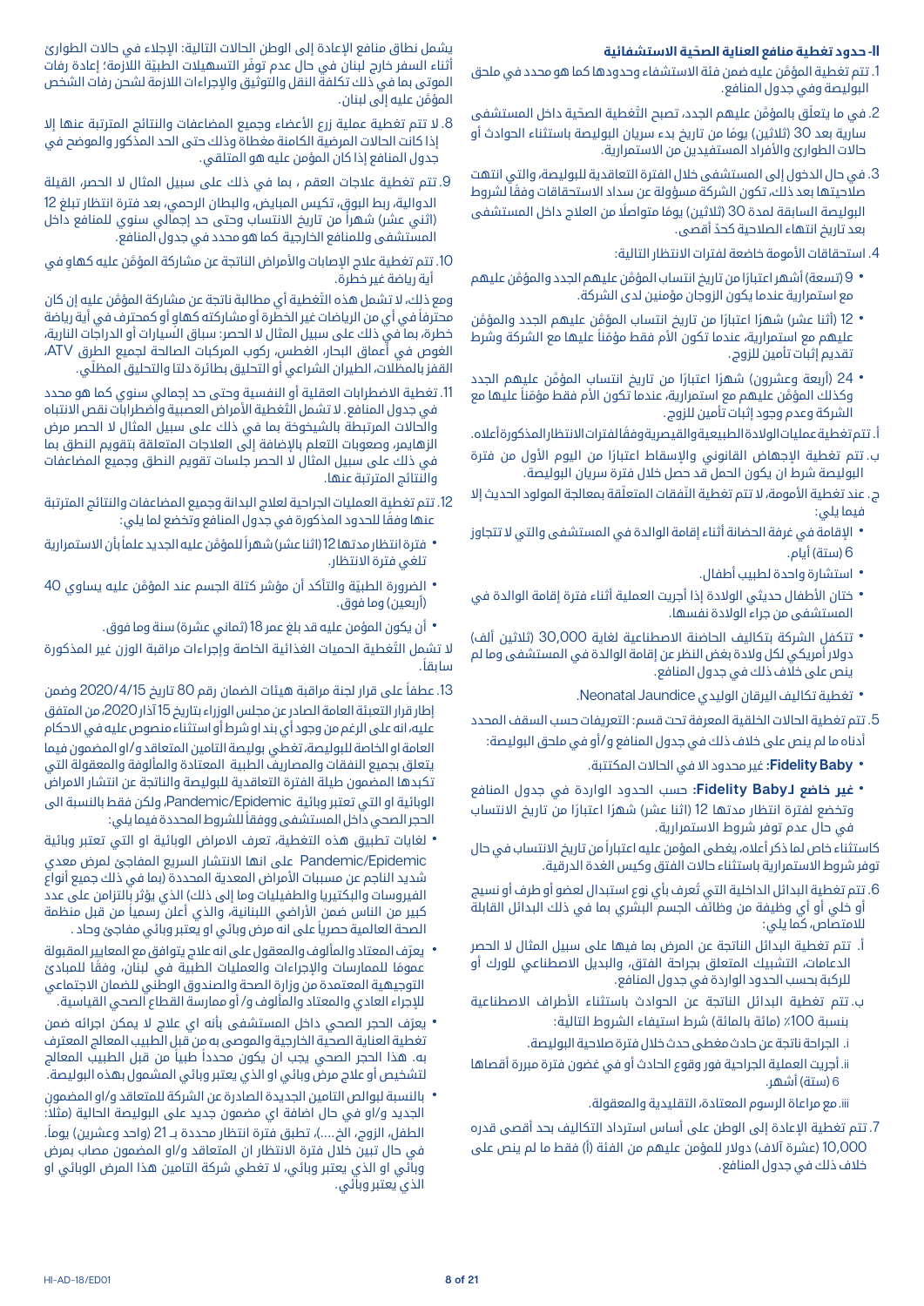## II- حدود تغطية منافع العناية الصحّية الاستشفائية

1. تتم تغطية المؤمَّن عليه ضمن فئة الاستشفاء وحدودها كما هو محدد في ملحق البوليصة وفي جدول المنافع.
2. في ما يتعلّق بالمؤمّن عليهم الجدد، تصبح التّغطية الصحّية داخل المستشفى سارية بعد 30 (ثلاثين) يومًا من تاريخ بدء سريان البوليصة باستثناء الحوادث أو حالات الطوارئ والأفراد المستفيدين من الاستمرارية.
3. في حال الدخول إلى المستشفى خلال الفترة التعاقدية للبوليصة، والتي انتهت صلاحيتها بعد ذلك، تكون الشركة مسؤولة عن سداد الاستحقاقات وفقًا لشروط البوليصة السابقة لمدة 30 (ثلاثين) يومًا متواصلًا من العلاج داخل المستشفى بعد تاريخ انتهاء الصلاحية كحدّ أقصى.
4. استحقاقات الأمومة خاضعة لفترات الانتظار التالية:
   - 9 (تسعة) أشهر اعتبارًا من تاريخ انتساب المؤمَّن عليهم الجدد والمؤمّن عليهم مع استمرارية عندما يكون الزوجان مؤمنين لدى الشركة.
   - 12 (أثنا عشر) شهرًا اعتبارًا من تاريخ انتساب المؤمَّن عليهم الجدد والمؤمّن عليهم مع استمرارية، عندما تكون الأم فقط مؤمّناً عليها مع الشركة وشرط تقديم إثبات تأمين للزوج.
   - 24 (أربعة وعشرون) شهرًا اعتبارًا من تاريخ انتساب المؤمَّن عليهم الجدد وكذلك المؤمَّن عليهم مع استمرارية، عندما تكون الأم فقط مؤمّناً عليها مع الشركة وعدم وجود إثبات تأمين للزوج.

   أ. تتم تغطية عمليات الولادة الطبيعية والقيصرية وفقًا لفترات الانتظار المذكورة أعلاه.

   ب. تتم تغطية الإجهاض القانوني والإسقاط اعتبارًا من اليوم الأول من فترة البوليصة شرط ان يكون الحمل قد حصل خلال فترة سريان البوليصة.

   ج. عند تغطية الأمومة، لا تتم تغطية النّفقات المتعلّقة بمعالجة المولود الحديث إلا فيما يلي:
   - الإقامة في غرفة الحضانة أثناء إقامة الوالدة في المستشفى والتي لا تتجاوز 6 (ستة) أيام.
   - استشارة واحدة لطبيب أطفال.
   - ختان الأطفال حديثي الولادة إذا أجريت العملية أثناء فترة إقامة الوالدة في المستشفى من جراء الولادة نفسها.
   - تتكفل الشركة بتكاليف الحاضنة الاصطناعية لغاية 30,000 (ثلاثين ألف) دولار أمريكي لكل ولادة بغض النظر عن إقامة الوالدة في المستشفى وما لم ينص على خلاف ذلك في جدول المنافع.
   - تغطية تكاليف اليرقان الوليدي Neonatal Jaundice.
5. تتم تغطية الحالات الخلقية المعرفة تحت قسم: التعريفات حسب السقف المحدد أدناه ما لم ينص على خلاف ذلك في جدول المنافع و/أو في ملحق البوليصة:
   - **Fidelity Baby:** غير محدود الا في الحالات المكتتبة.
   - **غير خاضع لـFidelity Baby:** حسب الحدود الواردة في جدول المنافع وتخضع لفترة انتظار مدتها 12 (اثنا عشر) شهرًا اعتبارًا من تاريخ الانتساب في حال عدم توفر شروط الاستمرارية.

   كاستثناء خاص لما ذكر أعلاه، يغطى المؤمن عليه اعتباراً من تاريخ الانتساب في حال توفر شروط الاستمرارية باستثناء حالات الفتق وكيس الغدة الدرقية.
6. تتم تغطية البدائل الداخلية التي تُعرف بأي نوع استبدال لعضو أو طرف أو نسيج أو خلي أو أي وظيفة من وظائف الجسم البشري بما في ذلك البدائل القابلة للامتصاص، كما يلي:

   أ. تتم تغطية البدائل الناتجة عن المرض بما فيها على سبيل المثال لا الحصر الدعامات، التشبيك المتعلق بجراحة الفتق، والبديل الاصطناعي للورك أو للركبة بحسب الحدود الواردة في جدول المنافع.

   ب. تتم تغطية البدائل الناتجة عن الحوادث باستثناء الأطراف الاصطناعية بنسبة 100٪ (مائة بالمائة) شرط استيفاء الشروط التالية:

   i. الجراحة ناتجة عن حادث مغطى حدث خلال فترة صلاحية البوليصة.

   ii. أجريت العملية الجراحية فور وقوع الحادث أو في غضون فترة مبررة أقصاها 6 (ستة) أشهر.

   iii. مع مراعاة الرسوم المعتادة، التقليدية والمعقولة.
7. تتم تغطية الإعادة إلى الوطن على أساس استرداد التكاليف بحد أقصى قدره 10,000 (عشرة آلاف) دولار للمؤمن عليهم من الفئة (أ) فقط ما لم ينص على خلاف ذلك في جدول المنافع.

يشمل نطاق منافع الإعادة إلى الوطن الحالات التالية: الإجلاء في حالات الطوارئ أثناء السفر خارج لبنان في حال عدم توفّر التسهيلات الطبيّة اللازمة؛ إعادة رفات الموتى بما في ذلك تكلفة النقل والتوثيق والإجراءات اللازمة لشحن رفات الشخص المؤمَّن عليه إلى لبنان.

8. لا تتم تغطية عملية زرع الأعضاء وجميع المضاعفات والنتائج المترتبة عنها إلا إذا كانت الحالات المرضية الكامنة مغطاة وذلك حتى الحد المذكور والموضح في جدول المنافع إذا كان المؤمن عليه هو المتلقي.
9. تتم تغطية علاجات العقم ، بما في ذلك على سبيل المثال لا الحصر، القيلة الدوالية، ربط البوق، تكيس المبايض، والبطان الرحمي، بعد فترة انتظار تبلغ 12 (اثني عشر) شهراً من تاريخ الانتساب وحتى حد إجمالي سنوي للمنافع داخل المستشفى وللمنافع الخارجية كما هو محدد في جدول المنافع.
10. تتم تغطية علاج الإصابات والأمراض الناتجة عن مشاركة المؤمَّن عليه كهاوٍ في أية رياضة غير خطرة.

ومع ذلك، لا تشمل هذه التّغطية أي مطالبة ناتجة عن مشاركة المؤمّن عليه إن كان محترفاً في أي من الرياضات غير الخطرة أو مشاركته كهاوٍ أو كمحترف في أية رياضة خطرة، بما في ذلك على سبيل المثال لا الحصر: سباق السيارات أو الدراجات النارية، الغوص في أعماق البحار، الغطس، ركوب المركبات الصالحة لجميع الطرق ATV، القفز بالمظلات، الطيران الشراعي أو التحليق بطائرة دلتا والتحليق المظلّي.

11. تغطية الاضطرابات العقلية أو النفسية وحتى حد إجمالي سنوي كما هو محدد في جدول المنافع. لا تشمل التّغطية الأمراض العصبية واضطرابات نقص الانتباه والحالات المرتبطة بالشيخوخة بما في ذلك على سبيل المثال لا الحصر مرض الزهايمر، وصعوبات التعلم بالإضافة إلى العلاجات المتعلقة بتقويم النطق بما في ذلك على سبيل المثال لا الحصر جلسات تقويم النطق وجميع المضاعفات والنتائج المترتبة عنها.
12. تتم تغطية العمليات الجراحية لعلاج البدانة وجميع المضاعفات والنتائج المترتبة عنها وفقًا للحدود المذكورة في جدول المنافع وتخضع لما يلي:
   - فترة انتظار مدتها 12 (اثنا عشر) شهراً للمؤمّن عليه الجديد علماً بأن الاستمرارية تلغي فترة الانتظار.
   - الضرورة الطبيّة والتأكد أن مؤشر كتلة الجسم عند المؤمّن عليه يساوي 40 (أربعين) وما فوق.
   - أن يكون المؤمن عليه قد بلغ عمر 18 (ثماني عشرة) سنة وما فوق.

   لا تشمل التّغطية الحميات الغذائية الخاصة وإجراءات مراقبة الوزن غير المذكورة سابقاً.
13. بناءً على قرار لجنة مراقبة هيئات الضمان رقم 80 تاريخ 2020/4/15 وضمن إطار قرار التعبئة العامة الصادر عن مجلس الوزراء بتاريخ 15 آذار 2020، من المتفق عليه، انه على الرغم من وجود أي بند او شرط أو استثناء منصوص عليه في الاحكام العامة او الخاصة للبوليصة، تغطي بوليصة التامين المتعاقد و/او المضمون فيما يتعلق بجميع النفقات والمصاريف الطبية المعتادة والمألوفة والمعقولة التي تكبدها المضمون طيلة الفترة التعاقدية للبوليصة والناتجة عن انتشار الامراض الوبائية او التي تعتبر وبائية Pandemic/Epidemic، ولكن فقط بالنسبة الى الحجر الصحي داخل المستشفى ووفقاً للشروط المحددة فيما يلي:
   - لغايات تطبيق هذه التغطية، تعرف الامراض الوبائية او التي تعتبر وبائية Pandemic/Epidemic على انها الانتشار السريع المفاجئ لمرض معدي شديد الناجم عن مسببات الأمراض المعدية المحددة (بما في ذلك جميع أنواع الفيروسات والبكتيريا والطفيليات وما إلى ذلك) الذي يؤثر بالتزامن على عدد كبير من الناس ضمن الأراضي اللبنانية، والذي أعلن رسمياً من قبل منظمة الصحة العالمية حصرياً على انه مرض وبائي او يعتبر وبائي مفاجئ وحاد .
   - يعرّف المعتاد والمألوف والمعقول على انه علاج يتوافق مع المعايير المقبولة عمومًا للممارسات والإجراءات والعمليات الطبية في لبنان، وفقًا للمبادئ التوجيهية المعتمدة من وزارة الصحة والصندوق الوطني للضمان الاجتماعي للإجراء العادي والمعتاد والمألوف و/أو ممارسة القطاع الصحي القياسية.
   - يعرّف الحجر الصحي داخل المستشفى بأنه اي علاج لا يمكن اجرائه ضمن تغطية العناية الصحية الخارجية والموصى به من قبل الطبيب المعالج المعترف به. هذا الحجر الصحي يجب ان يكون محدداً طبياً من قبل الطبيب المعالج لتشخيص أو علاج مرض وبائي او الذي يعتبر وبائي المشمول بهذه البوليصة.
   - بالنسبة لبوالص التامين الجديدة الصادرة عن الشركة للمتعاقد و/او المضمون الجديد و/او في حال اضافة اي مضمون جديد على البوليصة الحالية (مثلا: الطفل، الزوج، الخ....)، تطبق فترة انتظار محددة بـ 21 (واحد وعشرين) يوماً. في حال تبين خلال فترة الانتظار ان المتعاقد و/او المضمون مصاب بمرض وبائي او الذي يعتبر وبائي، لا تغطي شركة التامين هذا المرض الوبائي او الذي يعتبر وبائي.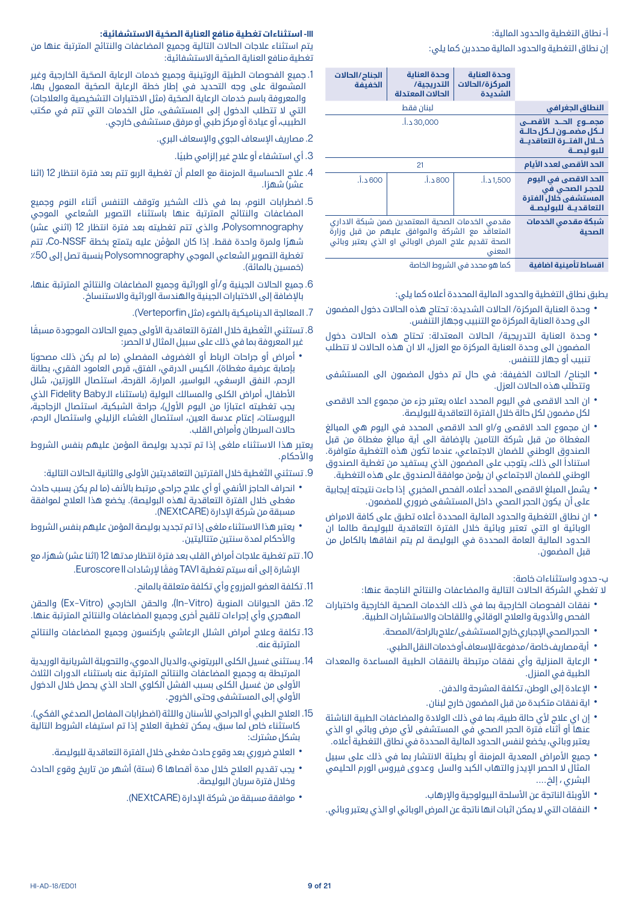أ- نطاق التغطية والحدود المالية:

إن نطاق التغطية والحدود المالية محددين كما يلي:

| | وحدة العناية المركزة/الحالات الشديدة | وحدة العناية التدريجية/ الحالات المعتدلة | الجناح/الحالات الخفيفة |
|---|---|---|---|
| **النطاق الجغرافي** | لبنان فقط | | |
| **مجموع الحد الأقصى لكل مضمون لكل حالة خلال الفترة التعاقدية للبوليصة** | 30,000 د.أ. | | |
| **الحد الأقصى لعدد الأيام** | 21 | | |
| **الحد الاقصى في اليوم للحجر الصحي في المستشفى خلال الفترة التعاقدية للبوليصة** | 1,500 د.أ. | 800 د.أ. | 600 د.أ. |
| **شبكة مقدمي الخدمات الصحية** | مقدمي الخدمات الصحية المعتمدين ضمن شبكة الاداري المتعاقد مع الشركة والموافق عليهم من قبل وزارة الصحة تقديم علاج المرض الوبائي او الذي يعتبر وبائي المعني | | |
| **اقساط تأمينية اضافية** | كما هو محدد في الشروط الخاصة | | |

يطبق نطاق التغطية والحدود المالية المحددة أعلاه كما يلي:

- وحدة العناية المركزة/ الحالات الشديدة: تحتاج هذه الحالات دخول المضمون الى وحدة العناية المركزة مع التنبيب وجهاز التنفس.
- وحدة العناية التدريجية/ الحالات المعتدلة: تحتاج هذه الحالات دخول المضمون الى وحدة العناية المركزة مع العزل، الا ان هذه الحالات لا تتطلب تنبيب أو جهاز للتنفس.
- الجناح/ الحالات الخفيفة: في حال تم دخول المضمون الى المستشفى وتتطلب هذه الحالات العزل.
- ان الحد الاقصى في اليوم المحدد اعلاه يعتبر جزء من مجموع الحد الاقصى لكل مضمون لكل حالة خلال الفترة التعاقدية للبوليصة.
- ان مجموع الحد الاقصى و/او الحد الاقصى المحدد في اليوم هي المبالغ المغطاة من قبل شركة التامين بالإضافة الى أية مبالغ مغطاة من قبل الصندوق الوطني للضمان الاجتماعي، عندما تكون هذه التغطية متوافرة. استناداً الى ذلك، يتوجب على المضمون الذي يستفيد من تغطية الصندوق الوطني للضمان الاجتماعي ان يؤمن موافقة الصندوق على هذه التغطية.
- يشمل المبلغ الاقصى المحدد أعلاه، الفحص المخبري إذا جاءت نتيجته إيجابية على أن يكون الحجر الصحي داخل المستشفى ضروري للمضمون.
- ان نطاق التغطية والحدود المالية المحددة أعلاه تطبق على كافة الامراض الوبائية او التي تعتبر وبائية خلال الفترة التعاقدية للبوليصة طالما ان الحدود المالية العامة المحددة في البوليصة لم يتم انفاقها بالكامل من قبل المضمون.

ب- حدود واستثناءات خاصة:

لا تغطي الشركة الحالات التالية والمضاعفات والنتائج الناجمة عنها:

- نفقات الفحوصات الخارجية بما في ذلك الخدمات الصحية الخارجية واختبارات الفحص والأدوية والعلاج الوقائي واللقاحات والاستشارات الطبية.
- الحجر الصحي الإجباري خارج المستشفى/علاج بالراحة/المصحة.
- أية مصاريف خاصة/مدفوعة للإسعاف أو خدمات النقل الطبي.
- الرعاية المنزلية وأي نفقات مرتبطة بالنفقات الطبية المساعدة والمعدات الطبية في المنزل.
- الإعادة إلى الوطن، تكلفة المشرحة والدفن.
- اية نفقات متكبدة من قبل المضمون خارج لبنان.
- إن اي علاج لأي حالة طبية، بما في ذلك الولادة والمضاعفات الطبية الناشئة عنها أو اثناء فترة الحجر الصحي في المستشفى لأي مرض وبائي او الذي يعتبر وبائي، يخضع لنفس الحدود المالية المحددة في نطاق التغطية أعلاه.
- جميع الأمراض المعدية المزمنة أو بطيئة الانتشار بما في ذلك على سبيل المثال لا الحصر الإيدز والتهاب الكبد والسل وعدوى فيروس الورم الحليمي البشري ، إلخ....
- الأوبئة الناتجة عن الأسلحة البيولوجية والإرهاب.
- النفقات التي لا يمكن اثبات انها ناتجة عن المرض الوبائي او الذي يعتبر وبائي.

**III- استثناءات تغطية منافع العناية الصحّية الاستشفائية:**

يتم استثناء علاجات الحالات التالية وجميع المضاعفات والنتائج المترتبة عنها من تغطية منافع العناية الصحية الاستشفائية:

1. جميع الفحوصات الطبيّة الروتينية وجميع خدمات الرعاية الصحّية الخارجية وغير المشمولة على وجه التحديد في إطار خطة الرعاية الصحّية المعمول بها، والمعروفة باسم خدمات الرعاية الصحّية (مثل الاختبارات التشخيصية والعلاجات) التي لا تتطلب الدخول إلى المستشفى، مثل الخدمات التي تتم في مكتب الطبيب، أو عيادة أو مركز طبي أو مرفق مستشفى خارجي.
2. مصاريف الإسعاف الجوي والإسعاف البري.
3. أي استشفاء أو علاج غير إلزامي طبيًا.
4. علاج الحساسية المزمنة مع العلم أن تغطية الربو تتم بعد فترة انتظار 12 (اثنا عشر) شهرًا.
5. اضطرابات النوم، بما في ذلك الشخير وتوقف التنفس أثناء النوم وجميع المضاعفات والنتائج المترتبة عنها باستثناء التصوير الشعاعي الموجي Polysomnography، والذي تتم تغطيته بعد فترة انتظار 12 (اثني عشر) شهرًا ولمرة واحدة فقط. إذا كان المؤمَّن عليه يتمتع بخطة Co-NSSF، تتم تغطية التصوير الشعاعي الموجي Polysomnography بنسبة تصل إلى 50٪ (خمسين بالمائة).
6. جميع الحالات الجينية و/أو الوراثية وجميع المضاعفات والنتائج المترتبة عنها، بالإضافة إلى الاختبارات الجينية والهندسة الوراثية والاستنساخ.
7. المعالجة الديناميكية بالضوء (مثل Verteporfin).
8. تستثني التّغطية خلال الفترة التعاقدية الأولى جميع الحالات الموجودة مسبقًا غير المعروفة بما في ذلك على سبيل المثال لا الحصر:
   - أمراض أو جراحات الرباط أو الغضروف المفصلي (ما لم يكن ذلك مصحوبًا بإصابة عرضية مغطاة)، الكيس الدرقي، الفتق، قرص العامود الفقري، بطانة الرحم، النفق الرسغي، البواسير، المرارة، القرحة، استئصال اللوزتين، شلل الأطفال، أمراض الكلى والمسالك البولية (باستثناء الـFidelity Baby الذي يجب تغطيته اعتبارًا من اليوم الأول)، جراحة الشبكية، استئصال الزجاجية، البروستات، إعتام عدسة العين، استئصال الغشاء الزليلي واستئصال الرحم، حالات السرطان وأمراض القلب.

   يعتبر هذا الاستثناء ملغى إذا تم تجديد بوليصة المؤمن عليهم بنفس الشروط والأحكام.
9. تستثني التّغطية خلال الفترتين التعاقديتين الأولى والثانية الحالات التالية:
   - انحراف الحاجز الأنفي أو أي علاج جراحي مرتبط بالأنف (ما لم يكن بسبب حادث مغطى خلال الفترة التعاقدية لهذه البوليصة). يخضع هذا العلاج لموافقة مسبقة من شركة الإدارة (NEXtCARE).
   - يعتبر هذا الاستثناء ملغى إذا تم تجديد بوليصة المؤمن عليهم بنفس الشروط والأحكام لمدة سنتين متتاليتين.
10. تتم تغطية علاجات أمراض القلب بعد فترة انتظار مدتها 12 (اثنا عشر) شهرًا، مع الإشارة إلى أنه سيتم تغطية TAVI وفقًا لإرشادات Euroscore II.
11. تكلفة العضو المزروع وأي تكلفة متعلقة بالمانح.
12. حقن الحيوانات المنوية (In-Vitro)، والحقن الخارجي (Ex-Vitro) والحقن المهجري وأي إجراءات تلقيح أخرى وجميع المضاعفات والنتائج المترتبة عنها.
13. تكلفة وعلاج أمراض الشلل الرعاشي باركنسون وجميع المضاعفات والنتائج المترتبة عنه.
14. يستثنى غسيل الكلى البريتوني، والديال الدموي، والتحويلة الشريانية الوريدية المرتبطة به وجميع المضاعفات والنتائج المترتبة عنه باستثناء الدورات الثلاث الأولى من غسيل الكلى بسبب الفشل الكلوي الحاد الذي يحصل خلال الدخول الأولي إلى المستشفى وحتى الخروج.
15. العلاج الطبي أو الجراحي للأسنان واللثة (اضطرابات المفاصل الصدغي الفكي). كاستثناء خاص لما سبق، يمكن تغطية العلاج إذا تم استيفاء الشروط التالية بشكل مشترك:
   - العلاج ضروري بعد وقوع حادث مغطى خلال الفترة التعاقدية للبوليصة.
   - يجب تقديم العلاج خلال مدة أقصاها 6 (ستة) أشهر من تاريخ وقوع الحادث وخلال فترة سريان البوليصة.
   - موافقة مسبقة من شركة الإدارة (NEXtCARE).

HI-AD-18/ED01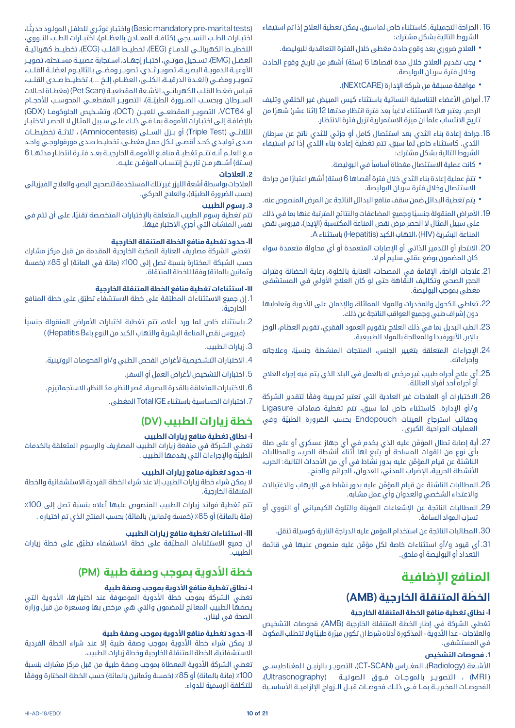16. الجراحة التجميلية. كاستثناء خاص لما سبق، يمكن تغطية العلاج إذا تم استيفاء الشروط التالية بشكل مشترك:

- العلاج ضروري بعد وقوع حادث مغطى خلال الفترة التعاقدية للبوليصة.
- يجب تقديم العلاج خلال مدة أقصاها 6 (ستة) أشهر من تاريخ وقوع الحادث وخلال فترة سريان البوليصة.
- موافقة مسبقة من شركة الإدارة (NEXtCARE).

17. أمراض الأعضاء التناسلية النسائية باستثناء كيس المبيض غير الخلقي وتليف الرحم. يعتبر هذا الاستثناء لاغياً بعد فترة انتظار مدتها 12 (اثنا عشر) شهرًا من تاريخ الانتساب علماً أن ميزة الاستمرارية تزيل فترة الانتظار.

18. جراحة إعادة بناء الثدي بعد استئصال كامل أو جزئي للثدي ناتج عن سرطان الثدي. كاستثناء خاص لما سبق، تتم تغطية إعادة بناء الثدي إذا تم استيفاء الشروط التالية بشكل مشترك:

- كانت عملية الاستئصال مغطاة أساساً في البوليصة.
- تتمّ عملية إعادة بناء الثدي خلال فترة أقصاها 6 (ستة) أشهر اعتبارًا من جراحة الاستئصال وخلال فترة سريان البوليصة.
- يتم تغطية البدائل ضمن سقف منافع البدائل الناتجة عن المرض المنصوص عنه.

19. الأمراض المنقولة جنسيًا وجميع المضاعفات والنتائج المترتبة عنها بما في ذلك على سبيل المثال لا الحصر مرض نقص المناعة المكتسبة (الإيدز)، فيروس نقص المناعة البشرية (HIV)، التهاب الكبد (Hepatitis) باستثناء A.

20. الانتحار أو التدمير الذاتي أو الإصابات المتعمدة أو أي محاولة متعمدة سواء كان المضمون بوضع عقلي سليم أم لا.

21. علاجات الراحة، الإقامة في المصحات، العناية بالخلوة، رعاية الحضانة وفترات الحجر الصحي وتكاليف النقاهة حتى لو كان العلاج الأولي في المستشفى مغطى بموجب البوليصة.

22. تعاطي الكحول والمخدرات والمواد المماثلة، والإدمان على الأدوية وتعاطيها دون إشراف طبي وجميع العواقب الناتجة عن ذلك.

23. الطب البديل بما في ذلك العلاج بتقويم العمود الفقري، تقويم العظام، الوخز بالإبر، الأيورفيدا والمعالجة بالمواد الطبيعية.

24. الإجراءات المتعلقة بتغيير الجنس، المنتجات المنشطة جنسيًا، وعلاجاته وإجراءاته.

25. أي علاج أجراه طبيب غير مرخص له بالعمل في البلد الذي يتم فيه إجراء العلاج أو أجراه أحد أفراد العائلة.

26. الاختبارات أو العلاجات غير العادية التي تعتبر تجريبية وفقًا لتقدير الشركة و/أو الإدارة. كاستثناء خاص لما سبق، تتم تغطية ضمادات Ligasure وحقائب استرجاع العينات Endopouch بحسب الضرورة الطبيّة وفي العمليات الجراحية الكبرى.

27. أية إصابة تطال المؤمَّن عليه الذي يخدم في أي جهاز عسكري أو على صلة بأي نوع من القوات المسلحة أو يتبع لها أثناء أنشطة الحرب، والمطالبات الناشئة عن قيام المؤمَّن عليه بدور نشاط في أي من الأحداث التالية: الحرب، الأنشطة الحربية، الإضراب المدني، العدوان، الجرائم والجنح.

28. المطالبات الناشئة عن قيام المؤمَّن عليه بدور نشاط في الإرهاب والاغتيالات والاعتداء الشخصي والعدوان وأي عمل مشابه.

29. المطالبات الناتجة عن الإشعاعات المؤينة والتلوث الكيميائي أو النووي أو تسرّب المواد السامة.

30. المطالبات الناتجة عن استخدام المؤمن عليه الدراجة النارية كوسيلة تنقل.

31. أي قيود و/أو استثناءات خاصة لكل مؤمّن عليه منصوص عليها في قائمة التعداد أو البوليصة أو ملحق.

# المنافع الإضافية

## الخطّة المتنقلة الخارجية (AMB)

### I- نطاق تغطية منافع الخطة المتنقلة الخارجية

تغطي الشركة في إطار الخطّة المتنقلة الخارجية (AMB)، فحوصات التشخيص والعلاجات - عدا الأدوية - المذكورة أدناه شرط ان تكون مبرّرة طبيًا ولا تتطلب المكوث في المستشفى.

#### 1. فحوصات التشخيص

الأشعة (Radiology)، المفراس (CT-SCAN)، التصوير بالرنين المغناطيسي (MRI)، التصوير بالموجات فوق الصوتية (Ultrasonography)، الفحوصات المخبرية بما في ذلك فحوصات قبل الزواج الإلزامية الأساسية (Basic mandatory pre-marital tests) واختبار غوثري للطفل المولود حديثًا، اختبارات الطب النسيجي (كثافة المعادن بالعظام)، اختبارات الطب النووي، التخطيط الكهربائي للدماغ (EEG)، تخطيط القلب (ECG)، تخطيط كهربائية العضل (EMG)، تسجيل صوتي، اختبار إجهاد، استجابة عصبية مستحثة، تصوير الأوعية الدموية البصرية، تصوير ثدي، تصوير ومضي بالثاليوم لعضلة القلب، تصوير ومضي (الغدة الدرقية، الكلى، العظام، إلخ ...)، تخطيط صدى القلب، قياس ضغط القلب الكهربائي، الأشعة المقطعية (Pet Scan) (مغطاة لحالات السرطان وبحسب الضرورة الطبيّة)، التصوير المقطعي المحوسب للأحجام أو VCT64، التصوير المقطعي للعين (OCT)، وتشخيص الجلوكوما (GDX) بالإضافة إلى اختبارات الأمومة بما في ذلك على سبيل المثال لا الحصر الاختبار الثلاثي (Triple Test) أو بزل السلى (Amniocentesis) ، ثلاثة تخطيطات صدى توليدي كحد أقصى لكل حمل مغطى، تخطيط صدى مورفولوجي واحد مع العلم أنه تتم تغطية منافع الأمومة الخارجية بعد فترة انتظار مدتها 6 (ستة) أشهر من تاريخ إنتساب المؤمَّن عليه.

#### 2. العلاجات

العلاجات بواسطة أشعة الليزر غير تلك المستخدمة لتصحيح البصر، والعلاج الفيزيائي (حسب الضرورة الطبيّة)، والعلاج الحركي.

#### 3. رسوم الطبيب

تتم تغطية رسوم الطبيب المتعلقة بالإختبارات المتخصصة تقنيًا، على أن تتم في نفس المنشآت التي أجري الاختبار فيها.

### II- حدود تغطية منافع الخطة المتنقلة الخارجية

تغطي الشركة مصاريف العناية الصحيّة الخارجية المقدمة من قبل مركز مشارك حسب الشبكة المختارة بنسبة تصل إلى 100٪ (مائة في المائة) أو 85٪ (خمسة وثمانين بالمائة) وفقا للخطة المتنقاة.

### III- استثناءات تغطية منافع الخطة المتنقلة الخارجية

1. إن جميع الاستثناءات المطبّقة على خطة الاستشفاء تطبّق على خطة المنافع الخارجية.
2. باستثناء خاص لما ورد أعلاه، تتم تغطية اختبارات الأمراض المنقولة جنسياً (فيروس نقص المناعة البشرية والتهاب الكبد من النوع باءHepatitis B) )
3. زيارات الطبيب.
4. الاختبارات التشخيصية لأغراض الفحص الطبي و/أو الفحوصات الروتينية.
5. اختبارات التشخيص لأغراض العمل أو السفر.
6. الاختبارات المتعلقة بالقدرة البصرية، قصر النظر، مدّ النظر، الاستجماتيزم.
7. اختبارات الحساسية باستثناء Total IGE المغطى.

## خطة زيارات الطبيب (DV)

### I- نطاق تغطية منافع زيارات الطبيب

تغطي الشركة في منفعة زيارات الطبيب المصاريف والرسوم المتعلقة بالخدمات الطبيّة والإجراءات التي يقدمها الطبيب .

### II- حدود تغطية منافع زيارات الطبيب

لا يمكن شراء خطة زيارات الطبيب إلا عند شراء الخطة الفردية الاستشفائية والخطة المتنقلة الخارجية.

تتم تغطية فوائد زيارات الطبيب المنصوص عليها أعلاه بنسبة تصل إلى 100٪ (مئة بالمئة) أو 85٪ (خمسة وثمانين بالمائة) بحسب المنتج الذي تم اختياره .

### III- استثناءات تغطية منافع زيارات الطبيب

ان جميع الاستثناءات المطبّقة على خطة الاستشفاء تطبّق على خطة زيارات الطبيب.

## خطة الأدوية بموجب وصفة طبية (PM)

### I- نطاق تغطية منافع الأدوية بموجب وصفة طبية

تغطي الشركة بموجب خطة الأدوية الموصوفة عند اختيارها، الأدوية التي يصفها الطبيب المعالج للمضمون والتي هي مرخص بها ومسعرة من قبل وزارة الصحة في لبنان.

### II- حدود تغطية منافع الأدوية بموجب وصفة طبية

لا يمكن شراء خطة الأدوية بموجب وصفة طبية إلا عند شراء الخطة الفردية الاستشفائية، الخطة المتنقلة الخارجية وخطة زيارات الطبيب.

تغطي الشركة الأدوية المعطاة بموجب وصفة طبية من قبل مركز مشارك بنسبة 100٪ (مائة بالمائة) أو 85٪ (خمسة وثمانين بالمائة) حسب الخطة المختارة ووفقًا للتكلفة الرسمية للدواء.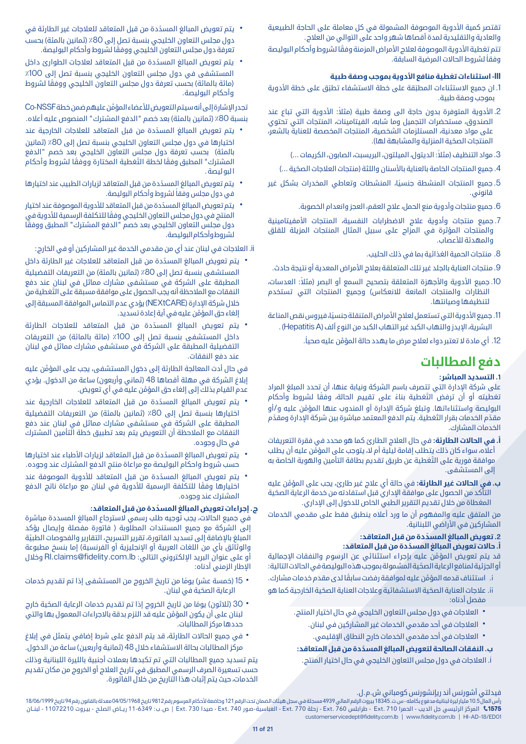تقتصر كمية الأدوية الموصوفة المشمولة في كل معاملة على الحاجة الطبيعية والعادية والتقليدية لمدة أقصاها شهر واحد على التوالي من العلاج.

تتم تغطية الأدوية الموصوفة لعلاج الأمراض المزمنة وفقًا لشروط وأحكام البوليصة وفقاً لشروط الحالات المرضية السابقة.

**III- استثناءات تغطية منافع الأدوية بموجب وصفة طبية**

1. ان جميع الاستثناءات المطبّقة على خطة الاستشفاء تطبّق على خطة الأدوية بموجب وصفة طبية.
2. الأدوية المتوفرة بدون حاجة الى وصفة طبية (مثلاً: الأدوية التي تباع عند الصندوق، مستحضرات التجميل وما شابه، الفيتامينات، المنتجات التي تحتوي على مواد معدنية، المستلزمات الشخصية، المنتجات المخصصة للعناية بالشعر، المنتجات الصحّية المنزلية والمشابهة لها).
3. مواد التنظيف (مثلاً: الديتول، الميلتون، البريسيت، الصابون، الكريمات ...)
4. جميع المنتجات الخاصة بالعناية بالأسنان واللثة (منتجات العلاجات الصحّية ...)
5. جميع المنتجات المنشطة جنسيًا، المنشطات وتعاطي المخدرات بشكل غير قانوني.
6. جميع منتجات وأدوية منع الحمل، علاج العقم، العجز وانعدام الخصوبة.
7. جميع منتجات وأدوية علاج الاضطرابات النفسية، المنتجات الأمفيتامينية والمنتجات المؤثّرة في المزاج على سبيل المثال المنتجات المزيلة للقلق والمهدئة للأعصاب.
8. منتجات الحمية الغذائية بما في ذلك الحليب.
9. منتجات العناية بالجلد غير تلك المتعلقة بعلاج الأمراض المعدية أو نتيجة حادث.
10. جميع الأدوية والأجهزة المتعلقة بتصحيح السمع أو البصر (مثلاً: العدسات، النظارات والمنتجات المانعة للانعكاس) وجميع المنتجات التي تستخدم لتنظيفها وصيانتها.
11. جميع الأدوية التي تستعمل لعلاج الأمراض المتنقلة جنسيًا، فيروس نقص المناعة البشرية، الإيدز والتهاب الكبد غير التهاب الكبد من النوع ألف (Hepatitis A).
12. أي مادة لا تعتبر دواء لعلاج مرض ما يهدد حالة المؤمَّن عليه صحياً.

# دفع المطالبات

**1. التسديد المباشر:**

على شركة الإدارة التي تتصرف باسم الشركة ونيابة عنها، أن تحدد المبلغ المراد تغطيته أو أن ترفض التغطية بناءً على تقييم الحالة، وفقًا لشروط وأحكام البوليصة واستثناءاتها. وتبلغ شركة الإدارة أو المندوب عنها المؤمَّن عليه و/أو مقدّم الخدمات بقرار التغطية. يتم الدفع المعتمد مباشرة بين شركة الإدارة ومقدّم الخدمات المشارك.

**أ. في الحالات الطارئة:** في حال العلاج الطارئ كما هو محدد في فقرة التعريفات أعلاه، سواء كان ذلك يتطلب إقامة ليلية أم لا، يتوجب على المؤمَّن عليه أن يطلب موافقة فورية على التغطية عن طريق تقديم بطاقة التأمين والهوية الخاصة به إلى المستشفى.

**ب. في الحالات غير الطارئة:** في حالة أي علاج غير طارئ، يجب على المؤمَّن عليه التأكد من الحصول على موافقة الإداري قبل استفادته من خدمة الرعاية الصحّية المغطاة من خلال تقديم التقرير الطبي الخاص للدخول إلى الإداري.

من المتفق عليه والمفهوم أن ما ورد أعلاه ينطبق فقط على مقدمي الخدمات المشاركين في الأراضي اللبنانية.

**2. تعويض المبالغ المسدّدة من قبل المتعاقد:**

**أ. حالات تعويض المبالغ المسدّدة من قبل المتعاقد:**

قد يتم تعويض المؤمَّن عليه بإجراء استثنائي عن الرسوم والنفقات الإجمالية أو الجزئية لمنافع الرعاية الصحّية المشمولة بموجب هذه البوليصة في الحالات التالية:

i. استئناف قدمه المؤمَّن عليه لموافقة رفضت سابقًا لدى مقدم خدمات مشارك.

ii. علاجات العناية الصحّية الاستشفائية وعلاجات العناية الصحية الخارجية كما هو مفصل أدناه:

- العلاجات في دول مجلس التعاون الخليجي في حال اختيار المنتج.
- العلاجات في أحد مقدمي الخدمات غير المشاركين في لبنان.
- العلاجات في أحد مقدمي الخدمات خارج النطاق الإقليمي.

**ب. النفقات الصالحة لتعويض المبالغ المسدّدة من قبل المتعاقد:**

i. العلاجات في دول مجلس التعاون الخليجي في حال اختيار المنتج.

- يتم تعويض المبالغ المسدّدة من قبل المتعاقد للعلاجات غير الطارئة في دول مجلس التعاون الخليجي بنسبة تصل إلى 80٪ (ثمانين بالمئة) بحسب تعرفة دول مجلس التعاون الخليجي ووفقًا لشروط وأحكام البوليصة.
- يتم تعويض المبالغ المسدّدة من قبل المتعاقد لعلاجات الطوارئ داخل المستشفى في دول مجلس التعاون الخليجي بنسبة تصل إلى 100٪ (مائة بالمائة) بحسب تعرفة دول مجلس التعاون الخليجي ووفقًا لشروط وأحكام البوليصة.

تجدر الإشارة إلى أنه سيتم التعويض للأعضاء المؤمَّن عليهم ضمن خطة Co-NSSF بنسبة 80٪ (ثمانين بالمئة) بعد خصم "الدفع المشترك" المنصوص عليه أعلاه.

- يتم تعويض المبالغ المسدّدة من قبل المتعاقد للعلاجات الخارجية عند اختيارها في دول مجلس التعاون الخليجي بنسبة تصل إلى 80٪ (ثمانين بالمئة) بحسب تعرفة دول مجلس التعاون الخليجي بعد خصم "الدفع المشترك" المطبق وفقًا لخطة التغطية المختارة ووفقًا لشروط وأحكام البوليصة.
- يتم تعويض المبالغ المسدّدة من قبل المتعاقد لزيارات الطبيب عند اختيارها في دول مجلس وفقاً لشروط وأحكام البوليصة.
- يتم تعويض المبالغ المسدّدة من قبل المتعاقد للأدوية الموصوفة عند اختيار المنتج في دول مجلس التعاون الخليجي وفقًا للتكلفة الرسمية للأدوية في دول مجلس التعاون الخليجي بعد خصم "الدفع المشترك" المطبق ووفقًا لشروط وأحكام البوليصة.

ii. العلاجات في لبنان عند أي من مقدمي الخدمة غير المشاركين أو في الخارج:

- يتم تعويض المبالغ المسدّدة من قبل المتعاقد للعلاجات غير الطارئة داخل المستشفى بنسبة تصل إلى 80٪ (ثمانين بالمئة) من التعريفات التفضيلية المطبقة على الشركة في مستشفى مشارك مماثل في لبنان عند دفع النفقات مع الملاحظة أنه يجب الحصول على موافقة مسبقة على التغطية من خلال شركة الإدارة (NEXtCARE) يؤدي عدم التماس الموافقة المسبقة إلى إلغاء حق المؤمَّن عليه في أية إعادة تسديد.
- يتم تعويض المبالغ المسدّدة من قبل المتعاقد للعلاجات الطارئة داخل المستشفى بنسبة تصل إلى 100٪ (مائة بالمائة) من التعريفات التفضيلية المطبقة على الشركة في مستشفى مشارك مماثل في لبنان عند دفع النفقات.

في حال أدت المعالجة الطارئة إلى دخول المستشفى، يجب على المؤمَّن عليه إبلاغ الشركة في مهلة أقصاها 48 (ثماني وأربعون) ساعة من الدخول. يؤدي عدم القيام بذلك إلى إلغاء حق المؤمَّن عليه في أي تعويض.

- يتم تعويض المبالغ المسدّدة من قبل المتعاقد للعلاجات الخارجية عند اختيارها بنسبة تصل إلى 80٪ (ثمانين بالمئة) من التعريفات التفضيلية المطبقة على الشركة في مستشفى مشارك مماثل في لبنان عند دفع النفقات مع الملاحظة أن التعويض يتم بعد تطبيق خطة التأمين المشترك في حال وجوده.
- يتم تعويض المبالغ المسدّدة من قبل المتعاقد لزيارات الأطباء عند اختيارها حسب شروط واحكام البوليصة مع مراعاة منتج الدفع المشترك عند وجوده.
- يتم تعويض المبالغ المسدّدة من قبل المتعاقد للأدوية الموصوفة عند اختيارها وفقًا للتكلفة الرسمية للأدوية في لبنان مع مراعاة ناتج الدفع المشترك عند وجوده.

**ج. إجراءات تعويض المبالغ المسدّدة من قبل المتعاقد:**

في جميع الحالات، يجب توجيه طلب رسمي لاسترجاع المبالغ المسددة مباشرة إلى الشركة مع جميع المستندات المطلوبة ( فاتورة مفصلة وإيصال يؤكد المبلغ بالإضافة إلى تسديد الفاتورة، تقرير التسريح، التقارير والفحوصات الطبيّة والوثائق بأي من اللغات العربية أو الإنجليزية أو الفرنسية) إما بنسخ مطبوعة أو على عنوان البريد الإلكتروني التالي: RI.claims@fidelity.com.lb وخلال الإطار الزمني أدناه:

- 15 (خمسة عشر) يومًا من تاريخ الخروج من المستشفى إذا تم تقديم خدمات الرعاية الصحّية في لبنان.
- 30 (ثلاثون) يومًا من تاريخ الخروج إذا تم تقديم خدمات الرعاية الصحّية خارج لبنان على أن يكون المؤمَّن عليه قد التزم بدقة بالاجراءات المعمول بها والتي حددها مركز المطالبات.
- في جميع الحالات الطارئة، قد يتم الدفع على شرط إضافي يتمثل في إبلاغ مركز المطالبات بحالة الاستشفاء خلال 48 (ثمانية وأربعين) ساعة من الدخول.

يتم تسديد جميع المطالبات التي تم تكبدها بعملات أجنبية بالليرة اللبنانية وذلك حسب تسعيرة الصرف الرسمي المطبق في تاريخ العلاج أو الخروج من مكان تقديم الخدمات، حيث يتم إثبات هذا التاريخ من خلال الفاتورة.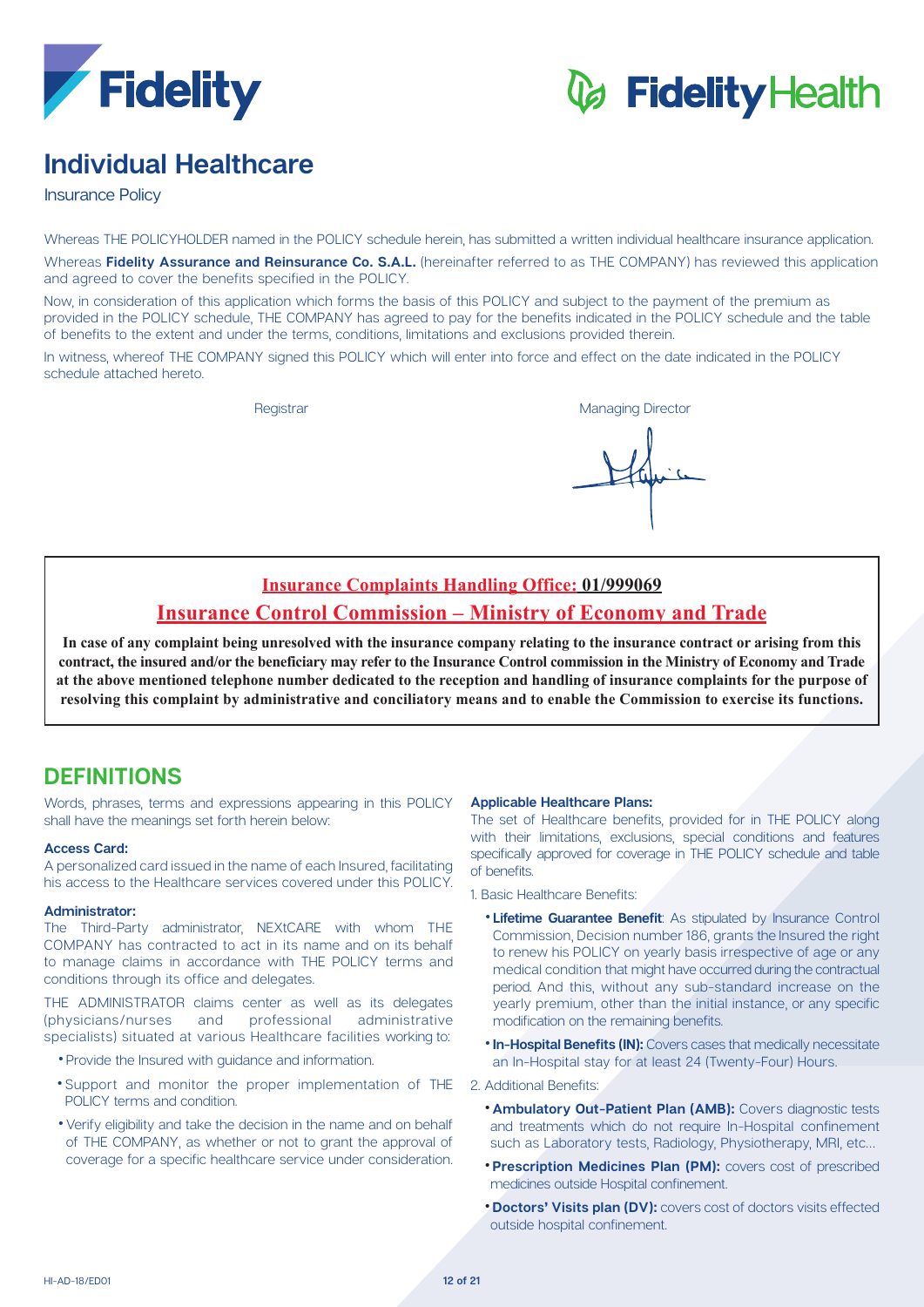# Individual Healthcare

Insurance Policy

Whereas THE POLICYHOLDER named in the POLICY schedule herein, has submitted a written individual healthcare insurance application.

Whereas **Fidelity Assurance and Reinsurance Co. S.A.L.** (hereinafter referred to as THE COMPANY) has reviewed this application and agreed to cover the benefits specified in the POLICY.

Now, in consideration of this application which forms the basis of this POLICY and subject to the payment of the premium as provided in the POLICY schedule, THE COMPANY has agreed to pay for the benefits indicated in the POLICY schedule and the table of benefits to the extent and under the terms, conditions, limitations and exclusions provided therein.

In witness, whereof THE COMPANY signed this POLICY which will enter into force and effect on the date indicated in the POLICY schedule attached hereto.

Registrar

Managing Director

**Insurance Complaints Handling Office: 01/999069**

**Insurance Control Commission – Ministry of Economy and Trade**

**In case of any complaint being unresolved with the insurance company relating to the insurance contract or arising from this contract, the insured and/or the beneficiary may refer to the Insurance Control commission in the Ministry of Economy and Trade at the above mentioned telephone number dedicated to the reception and handling of insurance complaints for the purpose of resolving this complaint by administrative and conciliatory means and to enable the Commission to exercise its functions.**

## DEFINITIONS

Words, phrases, terms and expressions appearing in this POLICY shall have the meanings set forth herein below:

**Access Card:**

A personalized card issued in the name of each Insured, facilitating his access to the Healthcare services covered under this POLICY.

**Administrator:**

The Third-Party administrator, NEXtCARE with whom THE COMPANY has contracted to act in its name and on its behalf to manage claims in accordance with THE POLICY terms and conditions through its office and delegates.

THE ADMINISTRATOR claims center as well as its delegates (physicians/nurses and professional administrative specialists) situated at various Healthcare facilities working to:

- Provide the Insured with guidance and information.
- Support and monitor the proper implementation of THE POLICY terms and condition.
- Verify eligibility and take the decision in the name and on behalf of THE COMPANY, as whether or not to grant the approval of coverage for a specific healthcare service under consideration.

**Applicable Healthcare Plans:**

The set of Healthcare benefits, provided for in THE POLICY along with their limitations, exclusions, special conditions and features specifically approved for coverage in THE POLICY schedule and table of benefits.

1. Basic Healthcare Benefits:
   - **Lifetime Guarantee Benefit**: As stipulated by Insurance Control Commission, Decision number 186, grants the Insured the right to renew his POLICY on yearly basis irrespective of age or any medical condition that might have occurred during the contractual period. And this, without any sub-standard increase on the yearly premium, other than the initial instance, or any specific modification on the remaining benefits.
   - **In-Hospital Benefits (IN):** Covers cases that medically necessitate an In-Hospital stay for at least 24 (Twenty-Four) Hours.
2. Additional Benefits:
   - **Ambulatory Out-Patient Plan (AMB):** Covers diagnostic tests and treatments which do not require In-Hospital confinement such as Laboratory tests, Radiology, Physiotherapy, MRI, etc...
   - **Prescription Medicines Plan (PM):** covers cost of prescribed medicines outside Hospital confinement.
   - **Doctors' Visits plan (DV):** covers cost of doctors visits effected outside hospital confinement.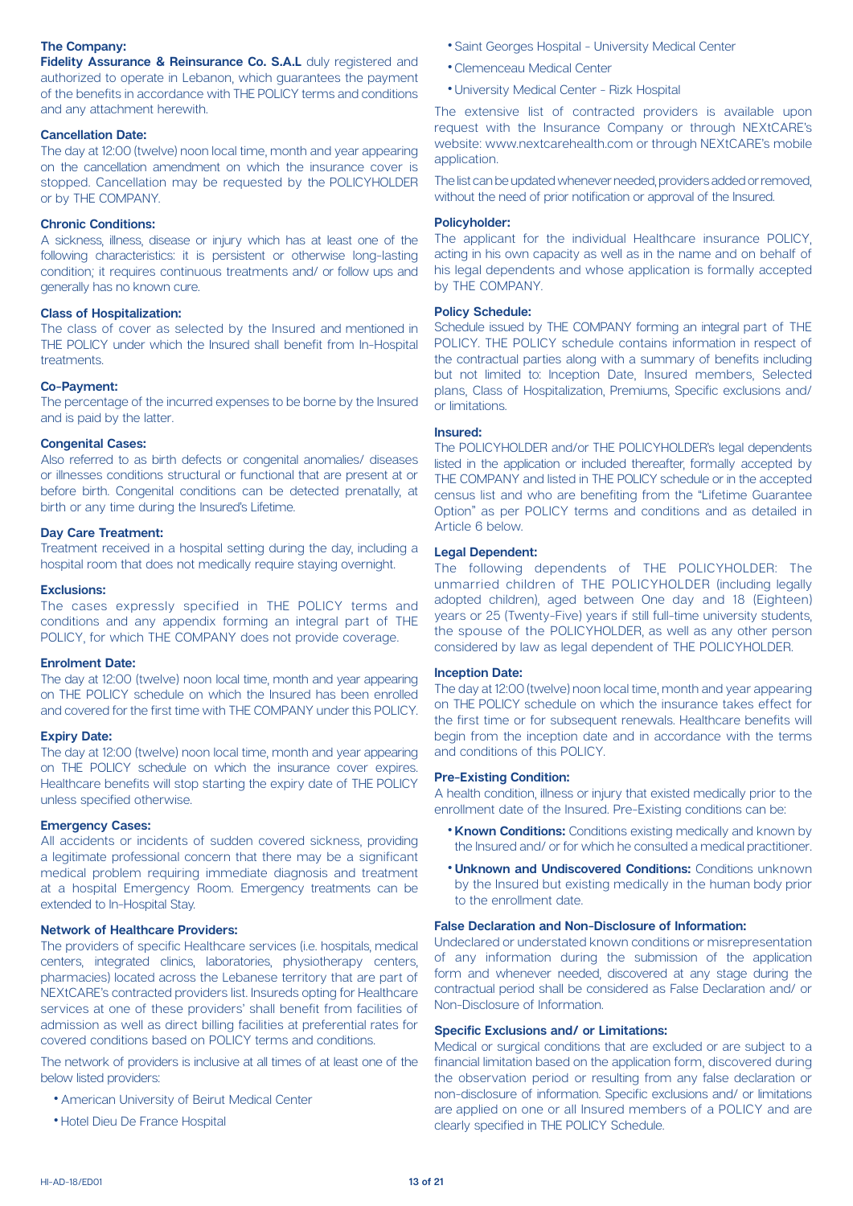### The Company:

**Fidelity Assurance & Reinsurance Co. S.A.L** duly registered and authorized to operate in Lebanon, which guarantees the payment of the benefits in accordance with THE POLICY terms and conditions and any attachment herewith.

### Cancellation Date:

The day at 12:00 (twelve) noon local time, month and year appearing on the cancellation amendment on which the insurance cover is stopped. Cancellation may be requested by the POLICYHOLDER or by THE COMPANY.

### Chronic Conditions:

A sickness, illness, disease or injury which has at least one of the following characteristics: it is persistent or otherwise long-lasting condition; it requires continuous treatments and/ or follow ups and generally has no known cure.

### Class of Hospitalization:

The class of cover as selected by the Insured and mentioned in THE POLICY under which the Insured shall benefit from In-Hospital treatments.

### Co-Payment:

The percentage of the incurred expenses to be borne by the Insured and is paid by the latter.

### Congenital Cases:

Also referred to as birth defects or congenital anomalies/ diseases or illnesses conditions structural or functional that are present at or before birth. Congenital conditions can be detected prenatally, at birth or any time during the Insured's Lifetime.

### Day Care Treatment:

Treatment received in a hospital setting during the day, including a hospital room that does not medically require staying overnight.

### Exclusions:

The cases expressly specified in THE POLICY terms and conditions and any appendix forming an integral part of THE POLICY, for which THE COMPANY does not provide coverage.

### Enrolment Date:

The day at 12:00 (twelve) noon local time, month and year appearing on THE POLICY schedule on which the Insured has been enrolled and covered for the first time with THE COMPANY under this POLICY.

### Expiry Date:

The day at 12:00 (twelve) noon local time, month and year appearing on THE POLICY schedule on which the insurance cover expires. Healthcare benefits will stop starting the expiry date of THE POLICY unless specified otherwise.

### Emergency Cases:

All accidents or incidents of sudden covered sickness, providing a legitimate professional concern that there may be a significant medical problem requiring immediate diagnosis and treatment at a hospital Emergency Room. Emergency treatments can be extended to In-Hospital Stay.

### Network of Healthcare Providers:

The providers of specific Healthcare services (i.e. hospitals, medical centers, integrated clinics, laboratories, physiotherapy centers, pharmacies) located across the Lebanese territory that are part of NEXtCARE's contracted providers list. Insureds opting for Healthcare services at one of these providers' shall benefit from facilities of admission as well as direct billing facilities at preferential rates for covered conditions based on POLICY terms and conditions.

The network of providers is inclusive at all times of at least one of the below listed providers:

- American University of Beirut Medical Center
- Hotel Dieu De France Hospital
- Saint Georges Hospital - University Medical Center
- Clemenceau Medical Center
- University Medical Center - Rizk Hospital

The extensive list of contracted providers is available upon request with the Insurance Company or through NEXtCARE's website: www.nextcarehealth.com or through NEXtCARE's mobile application.

The list can be updated whenever needed, providers added or removed, without the need of prior notification or approval of the Insured.

### Policyholder:

The applicant for the individual Healthcare insurance POLICY, acting in his own capacity as well as in the name and on behalf of his legal dependents and whose application is formally accepted by THE COMPANY.

### Policy Schedule:

Schedule issued by THE COMPANY forming an integral part of THE POLICY. THE POLICY schedule contains information in respect of the contractual parties along with a summary of benefits including but not limited to: Inception Date, Insured members, Selected plans, Class of Hospitalization, Premiums, Specific exclusions and/ or limitations.

### Insured:

The POLICYHOLDER and/or THE POLICYHOLDER's legal dependents listed in the application or included thereafter, formally accepted by THE COMPANY and listed in THE POLICY schedule or in the accepted census list and who are benefiting from the "Lifetime Guarantee Option" as per POLICY terms and conditions and as detailed in Article 6 below.

### Legal Dependent:

The following dependents of THE POLICYHOLDER: The unmarried children of THE POLICYHOLDER (including legally adopted children), aged between One day and 18 (Eighteen) years or 25 (Twenty-Five) years if still full-time university students, the spouse of the POLICYHOLDER, as well as any other person considered by law as legal dependent of THE POLICYHOLDER.

### Inception Date:

The day at 12:00 (twelve) noon local time, month and year appearing on THE POLICY schedule on which the insurance takes effect for the first time or for subsequent renewals. Healthcare benefits will begin from the inception date and in accordance with the terms and conditions of this POLICY.

### Pre-Existing Condition:

A health condition, illness or injury that existed medically prior to the enrollment date of the Insured. Pre-Existing conditions can be:

- **Known Conditions:** Conditions existing medically and known by the Insured and/ or for which he consulted a medical practitioner.
- **Unknown and Undiscovered Conditions:** Conditions unknown by the Insured but existing medically in the human body prior to the enrollment date.

### False Declaration and Non-Disclosure of Information:

Undeclared or understated known conditions or misrepresentation of any information during the submission of the application form and whenever needed, discovered at any stage during the contractual period shall be considered as False Declaration and/ or Non-Disclosure of Information.

### Specific Exclusions and/ or Limitations:

Medical or surgical conditions that are excluded or are subject to a financial limitation based on the application form, discovered during the observation period or resulting from any false declaration or non-disclosure of information. Specific exclusions and/ or limitations are applied on one or all Insured members of a POLICY and are clearly specified in THE POLICY Schedule.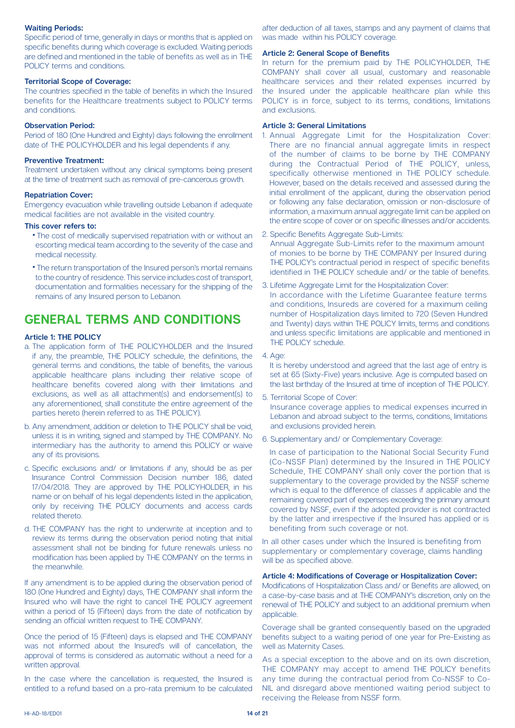**Waiting Periods:**

Specific period of time, generally in days or months that is applied on specific benefits during which coverage is excluded. Waiting periods are defined and mentioned in the table of benefits as well as in THE POLICY terms and conditions.

**Territorial Scope of Coverage:**

The countries specified in the table of benefits in which the Insured benefits for the Healthcare treatments subject to POLICY terms and conditions.

**Observation Period:**

Period of 180 (One Hundred and Eighty) days following the enrollment date of THE POLICYHOLDER and his legal dependents if any.

**Preventive Treatment:**

Treatment undertaken without any clinical symptoms being present at the time of treatment such as removal of pre-cancerous growth.

**Repatriation Cover:**

Emergency evacuation while travelling outside Lebanon if adequate medical facilities are not available in the visited country.

**This cover refers to:**

- The cost of medically supervised repatriation with or without an escorting medical team according to the severity of the case and medical necessity.
- The return transportation of the Insured person's mortal remains to the country of residence. This service includes cost of transport, documentation and formalities necessary for the shipping of the remains of any Insured person to Lebanon.

# GENERAL TERMS AND CONDITIONS

### Article 1: THE POLICY

a. The application form of THE POLICYHOLDER and the Insured if any, the preamble, THE POLICY schedule, the definitions, the general terms and conditions, the table of benefits, the various applicable healthcare plans including their relative scope of healthcare benefits covered along with their limitations and exclusions, as well as all attachment(s) and endorsement(s) to any aforementioned, shall constitute the entire agreement of the parties hereto (herein referred to as THE POLICY).

b. Any amendment, addition or deletion to THE POLICY shall be void, unless it is in writing, signed and stamped by THE COMPANY. No intermediary has the authority to amend this POLICY or waive any of its provisions.

c. Specific exclusions and/ or limitations if any, should be as per Insurance Control Commission Decision number 186, dated 17/04/2018. They are approved by THE POLICYHOLDER, in his name or on behalf of his legal dependents listed in the application, only by receiving THE POLICY documents and access cards related thereto.

d. THE COMPANY has the right to underwrite at inception and to review its terms during the observation period noting that initial assessment shall not be binding for future renewals unless no modification has been applied by THE COMPANY on the terms in the meanwhile.

If any amendment is to be applied during the observation period of 180 (One Hundred and Eighty) days, THE COMPANY shall inform the Insured who will have the right to cancel THE POLICY agreement within a period of 15 (Fifteen) days from the date of notification by sending an official written request to THE COMPANY.

Once the period of 15 (Fifteen) days is elapsed and THE COMPANY was not informed about the Insured's will of cancellation, the approval of terms is considered as automatic without a need for a written approval.

In the case where the cancellation is requested, the Insured is entitled to a refund based on a pro-rata premium to be calculated after deduction of all taxes, stamps and any payment of claims that was made within his POLICY coverage.

### Article 2: General Scope of Benefits

In return for the premium paid by THE POLICYHOLDER, THE COMPANY shall cover all usual, customary and reasonable healthcare services and their related expenses incurred by the Insured under the applicable healthcare plan while this POLICY is in force, subject to its terms, conditions, limitations and exclusions.

### Article 3: General Limitations

1. Annual Aggregate Limit for the Hospitalization Cover: There are no financial annual aggregate limits in respect of the number of claims to be borne by THE COMPANY during the Contractual Period of THE POLICY, unless, specifically otherwise mentioned in THE POLICY schedule. However, based on the details received and assessed during the initial enrollment of the applicant, during the observation period or following any false declaration, omission or non-disclosure of information, a maximum annual aggregate limit can be applied on the entire scope of cover or on specific illnesses and/or accidents.

2. Specific Benefits Aggregate Sub-Limits:
   Annual Aggregate Sub-Limits refer to the maximum amount of monies to be borne by THE COMPANY per Insured during THE POLICY's contractual period in respect of specific benefits identified in THE POLICY schedule and/ or the table of benefits.

3. Lifetime Aggregate Limit for the Hospitalization Cover:
   In accordance with the Lifetime Guarantee feature terms and conditions, Insureds are covered for a maximum ceiling number of Hospitalization days limited to 720 (Seven Hundred and Twenty) days within THE POLICY limits, terms and conditions and unless specific limitations are applicable and mentioned in THE POLICY schedule.

4. Age:
   It is hereby understood and agreed that the last age of entry is set at 65 (Sixty-Five) years inclusive. Age is computed based on the last birthday of the Insured at time of inception of THE POLICY.

5. Territorial Scope of Cover:
   Insurance coverage applies to medical expenses incurred in Lebanon and abroad subject to the terms, conditions, limitations and exclusions provided herein.

6. Supplementary and/ or Complementary Coverage:
   In case of participation to the National Social Security Fund (Co-NSSF Plan) determined by the Insured in THE POLICY Schedule, THE COMPANY shall only cover the portion that is supplementary to the coverage provided by the NSSF scheme which is equal to the difference of classes if applicable and the remaining covered part of expenses exceeding the primary amount covered by NSSF, even if the adopted provider is not contracted by the latter and irrespective if the Insured has applied or is benefiting from such coverage or not.

In all other cases under which the Insured is benefiting from supplementary or complementary coverage, claims handling will be as specified above.

### Article 4: Modifications of Coverage or Hospitalization Cover:

Modifications of Hospitalization Class and/ or Benefits are allowed, on a case-by-case basis and at THE COMPANY's discretion, only on the renewal of THE POLICY and subject to an additional premium when applicable.

Coverage shall be granted consequently based on the upgraded benefits subject to a waiting period of one year for Pre-Existing as well as Maternity Cases.

As a special exception to the above and on its own discretion, THE COMPANY may accept to amend THE POLICY benefits any time during the contractual period from Co-NSSF to Co-NIL and disregard above mentioned waiting period subject to receiving the Release from NSSF form.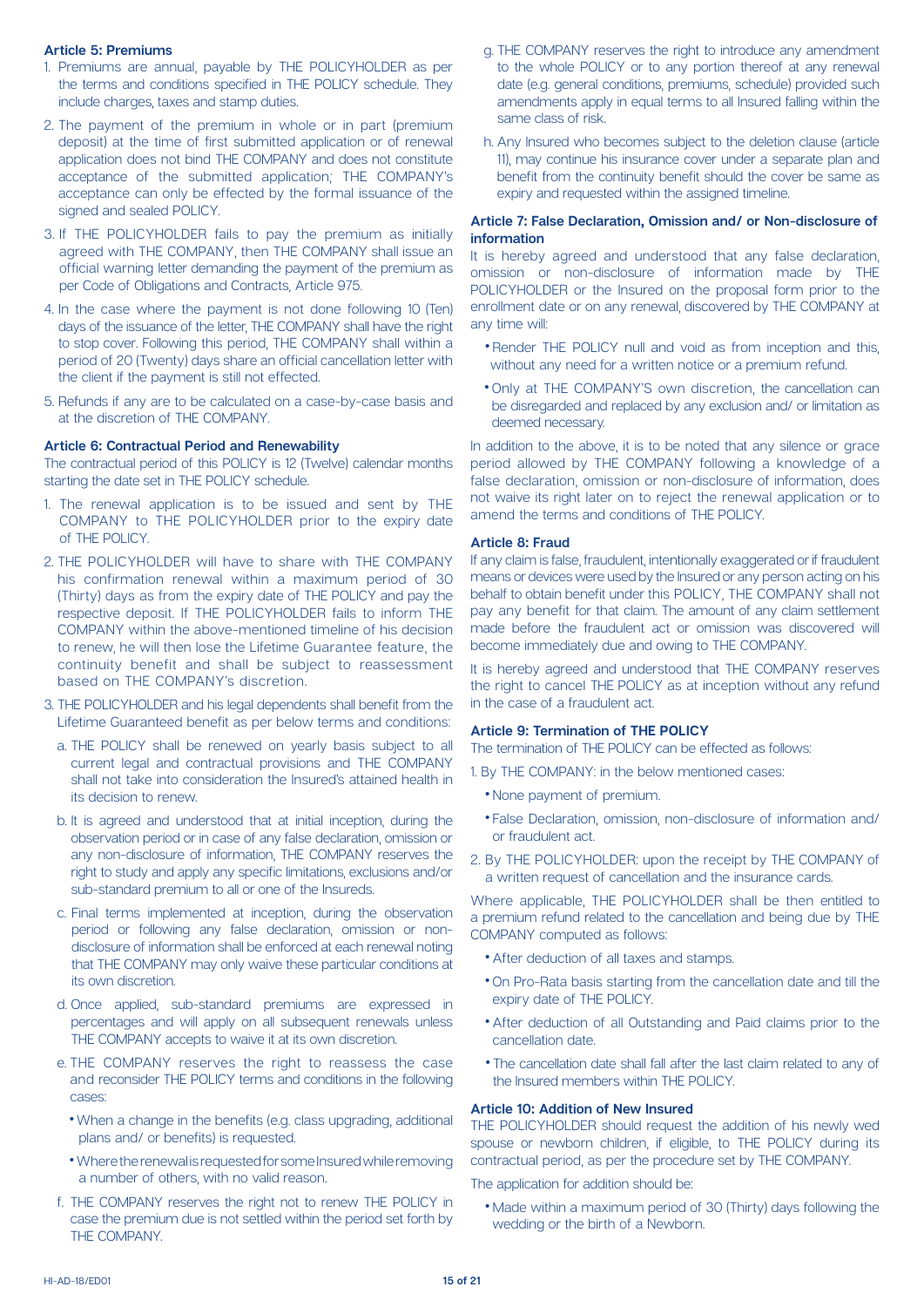### Article 5: Premiums

1. Premiums are annual, payable by THE POLICYHOLDER as per the terms and conditions specified in THE POLICY schedule. They include charges, taxes and stamp duties.
2. The payment of the premium in whole or in part (premium deposit) at the time of first submitted application or of renewal application does not bind THE COMPANY and does not constitute acceptance of the submitted application; THE COMPANY's acceptance can only be effected by the formal issuance of the signed and sealed POLICY.
3. If THE POLICYHOLDER fails to pay the premium as initially agreed with THE COMPANY, then THE COMPANY shall issue an official warning letter demanding the payment of the premium as per Code of Obligations and Contracts, Article 975.
4. In the case where the payment is not done following 10 (Ten) days of the issuance of the letter, THE COMPANY shall have the right to stop cover. Following this period, THE COMPANY shall within a period of 20 (Twenty) days share an official cancellation letter with the client if the payment is still not effected.
5. Refunds if any are to be calculated on a case-by-case basis and at the discretion of THE COMPANY.

### Article 6: Contractual Period and Renewability

The contractual period of this POLICY is 12 (Twelve) calendar months starting the date set in THE POLICY schedule.

1. The renewal application is to be issued and sent by THE COMPANY to THE POLICYHOLDER prior to the expiry date of THE POLICY.
2. THE POLICYHOLDER will have to share with THE COMPANY his confirmation renewal within a maximum period of 30 (Thirty) days as from the expiry date of THE POLICY and pay the respective deposit. If THE POLICYHOLDER fails to inform THE COMPANY within the above-mentioned timeline of his decision to renew, he will then lose the Lifetime Guarantee feature, the continuity benefit and shall be subject to reassessment based on THE COMPANY's discretion.
3. THE POLICYHOLDER and his legal dependents shall benefit from the Lifetime Guaranteed benefit as per below terms and conditions:
   a. THE POLICY shall be renewed on yearly basis subject to all current legal and contractual provisions and THE COMPANY shall not take into consideration the Insured's attained health in its decision to renew.
   b. It is agreed and understood that at initial inception, during the observation period or in case of any false declaration, omission or any non-disclosure of information, THE COMPANY reserves the right to study and apply any specific limitations, exclusions and/or sub-standard premium to all or one of the Insureds.
   c. Final terms implemented at inception, during the observation period or following any false declaration, omission or non-disclosure of information shall be enforced at each renewal noting that THE COMPANY may only waive these particular conditions at its own discretion.
   d. Once applied, sub-standard premiums are expressed in percentages and will apply on all subsequent renewals unless THE COMPANY accepts to waive it at its own discretion.
   e. THE COMPANY reserves the right to reassess the case and reconsider THE POLICY terms and conditions in the following cases:
      - When a change in the benefits (e.g. class upgrading, additional plans and/ or benefits) is requested.
      - Where the renewal is requested for some Insured while removing a number of others, with no valid reason.
   f. THE COMPANY reserves the right not to renew THE POLICY in case the premium due is not settled within the period set forth by THE COMPANY.
   g. THE COMPANY reserves the right to introduce any amendment to the whole POLICY or to any portion thereof at any renewal date (e.g. general conditions, premiums, schedule) provided such amendments apply in equal terms to all Insured falling within the same class of risk.
   h. Any Insured who becomes subject to the deletion clause (article 11), may continue his insurance cover under a separate plan and benefit from the continuity benefit should the cover be same as expiry and requested within the assigned timeline.

### Article 7: False Declaration, Omission and/ or Non-disclosure of information

It is hereby agreed and understood that any false declaration, omission or non-disclosure of information made by THE POLICYHOLDER or the Insured on the proposal form prior to the enrollment date or on any renewal, discovered by THE COMPANY at any time will:

- Render THE POLICY null and void as from inception and this, without any need for a written notice or a premium refund.
- Only at THE COMPANY'S own discretion, the cancellation can be disregarded and replaced by any exclusion and/ or limitation as deemed necessary.

In addition to the above, it is to be noted that any silence or grace period allowed by THE COMPANY following a knowledge of a false declaration, omission or non-disclosure of information, does not waive its right later on to reject the renewal application or to amend the terms and conditions of THE POLICY.

### Article 8: Fraud

If any claim is false, fraudulent, intentionally exaggerated or if fraudulent means or devices were used by the Insured or any person acting on his behalf to obtain benefit under this POLICY, THE COMPANY shall not pay any benefit for that claim. The amount of any claim settlement made before the fraudulent act or omission was discovered will become immediately due and owing to THE COMPANY.

It is hereby agreed and understood that THE COMPANY reserves the right to cancel THE POLICY as at inception without any refund in the case of a fraudulent act.

### Article 9: Termination of THE POLICY

The termination of THE POLICY can be effected as follows:

1. By THE COMPANY: in the below mentioned cases:
   - None payment of premium.
   - False Declaration, omission, non-disclosure of information and/ or fraudulent act.
2. By THE POLICYHOLDER: upon the receipt by THE COMPANY of a written request of cancellation and the insurance cards.

Where applicable, THE POLICYHOLDER shall be then entitled to a premium refund related to the cancellation and being due by THE COMPANY computed as follows:

- After deduction of all taxes and stamps.
- On Pro-Rata basis starting from the cancellation date and till the expiry date of THE POLICY.
- After deduction of all Outstanding and Paid claims prior to the cancellation date.
- The cancellation date shall fall after the last claim related to any of the Insured members within THE POLICY.

### Article 10: Addition of New Insured

THE POLICYHOLDER should request the addition of his newly wed spouse or newborn children, if eligible, to THE POLICY during its contractual period, as per the procedure set by THE COMPANY.

The application for addition should be:

- Made within a maximum period of 30 (Thirty) days following the wedding or the birth of a Newborn.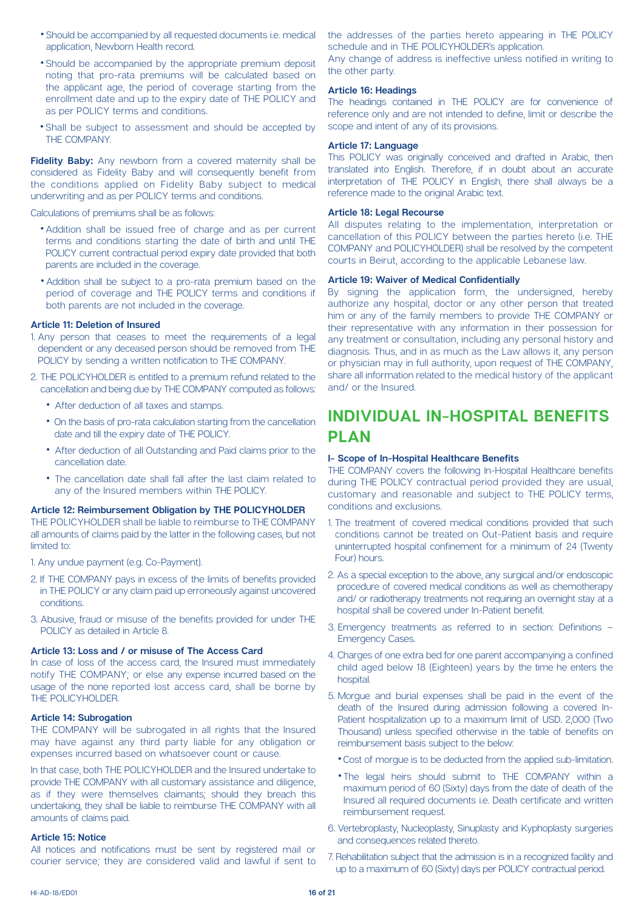- Should be accompanied by all requested documents i.e. medical application, Newborn Health record.
- Should be accompanied by the appropriate premium deposit noting that pro-rata premiums will be calculated based on the applicant age, the period of coverage starting from the enrollment date and up to the expiry date of THE POLICY and as per POLICY terms and conditions.
- Shall be subject to assessment and should be accepted by THE COMPANY.

**Fidelity Baby:** Any newborn from a covered maternity shall be considered as Fidelity Baby and will consequently benefit from the conditions applied on Fidelity Baby subject to medical underwriting and as per POLICY terms and conditions.

Calculations of premiums shall be as follows:

- Addition shall be issued free of charge and as per current terms and conditions starting the date of birth and until THE POLICY current contractual period expiry date provided that both parents are included in the coverage.
- Addition shall be subject to a pro-rata premium based on the period of coverage and THE POLICY terms and conditions if both parents are not included in the coverage.

#### Article 11: Deletion of Insured

1. Any person that ceases to meet the requirements of a legal dependent or any deceased person should be removed from THE POLICY by sending a written notification to THE COMPANY.
2. THE POLICYHOLDER is entitled to a premium refund related to the cancellation and being due by THE COMPANY computed as follows:
   - After deduction of all taxes and stamps.
   - On the basis of pro-rata calculation starting from the cancellation date and till the expiry date of THE POLICY.
   - After deduction of all Outstanding and Paid claims prior to the cancellation date.
   - The cancellation date shall fall after the last claim related to any of the Insured members within THE POLICY.

#### Article 12: Reimbursement Obligation by THE POLICYHOLDER

THE POLICYHOLDER shall be liable to reimburse to THE COMPANY all amounts of claims paid by the latter in the following cases, but not limited to:

1. Any undue payment (e.g. Co-Payment).
2. If THE COMPANY pays in excess of the limits of benefits provided in THE POLICY or any claim paid up erroneously against uncovered conditions.
3. Abusive, fraud or misuse of the benefits provided for under THE POLICY as detailed in Article 8.

#### Article 13: Loss and / or misuse of The Access Card

In case of loss of the access card, the Insured must immediately notify THE COMPANY; or else any expense incurred based on the usage of the none reported lost access card, shall be borne by THE POLICYHOLDER.

#### Article 14: Subrogation

THE COMPANY will be subrogated in all rights that the Insured may have against any third party liable for any obligation or expenses incurred based on whatsoever count or cause.

In that case, both THE POLICYHOLDER and the Insured undertake to provide THE COMPANY with all customary assistance and diligence, as if they were themselves claimants; should they breach this undertaking, they shall be liable to reimburse THE COMPANY with all amounts of claims paid.

#### Article 15: Notice

All notices and notifications must be sent by registered mail or courier service; they are considered valid and lawful if sent to the addresses of the parties hereto appearing in THE POLICY schedule and in THE POLICYHOLDER's application.

Any change of address is ineffective unless notified in writing to the other party.

#### Article 16: Headings

The headings contained in THE POLICY are for convenience of reference only and are not intended to define, limit or describe the scope and intent of any of its provisions.

#### Article 17: Language

This POLICY was originally conceived and drafted in Arabic, then translated into English. Therefore, if in doubt about an accurate interpretation of THE POLICY in English, there shall always be a reference made to the original Arabic text.

#### Article 18: Legal Recourse

All disputes relating to the implementation, interpretation or cancellation of this POLICY between the parties hereto (i.e. THE COMPANY and POLICYHOLDER) shall be resolved by the competent courts in Beirut, according to the applicable Lebanese law.

#### Article 19: Waiver of Medical Confidentially

By signing the application form, the undersigned, hereby authorize any hospital, doctor or any other person that treated him or any of the family members to provide THE COMPANY or their representative with any information in their possession for any treatment or consultation, including any personal history and diagnosis. Thus, and in as much as the Law allows it, any person or physician may in full authority, upon request of THE COMPANY, share all information related to the medical history of the applicant and/ or the Insured.

## INDIVIDUAL IN-HOSPITAL BENEFITS PLAN

#### I- Scope of In-Hospital Healthcare Benefits

THE COMPANY covers the following In-Hospital Healthcare benefits during THE POLICY contractual period provided they are usual, customary and reasonable and subject to THE POLICY terms, conditions and exclusions.

1. The treatment of covered medical conditions provided that such conditions cannot be treated on Out-Patient basis and require uninterrupted hospital confinement for a minimum of 24 (Twenty Four) hours.
2. As a special exception to the above, any surgical and/or endoscopic procedure of covered medical conditions as well as chemotherapy and/ or radiotherapy treatments not requiring an overnight stay at a hospital shall be covered under In-Patient benefit.
3. Emergency treatments as referred to in section: Definitions – Emergency Cases.
4. Charges of one extra bed for one parent accompanying a confined child aged below 18 (Eighteen) years by the time he enters the hospital.
5. Morgue and burial expenses shall be paid in the event of the death of the Insured during admission following a covered In-Patient hospitalization up to a maximum limit of USD. 2,000 (Two Thousand) unless specified otherwise in the table of benefits on reimbursement basis subject to the below:
   - Cost of morgue is to be deducted from the applied sub-limitation.
   - The legal heirs should submit to THE COMPANY within a maximum period of 60 (Sixty) days from the date of death of the Insured all required documents i.e. Death certificate and written reimbursement request.
6. Vertebroplasty, Nucleoplasty, Sinuplasty and Kyphoplasty surgeries and consequences related thereto.
7. Rehabilitation subject that the admission is in a recognized facility and up to a maximum of 60 (Sixty) days per POLICY contractual period.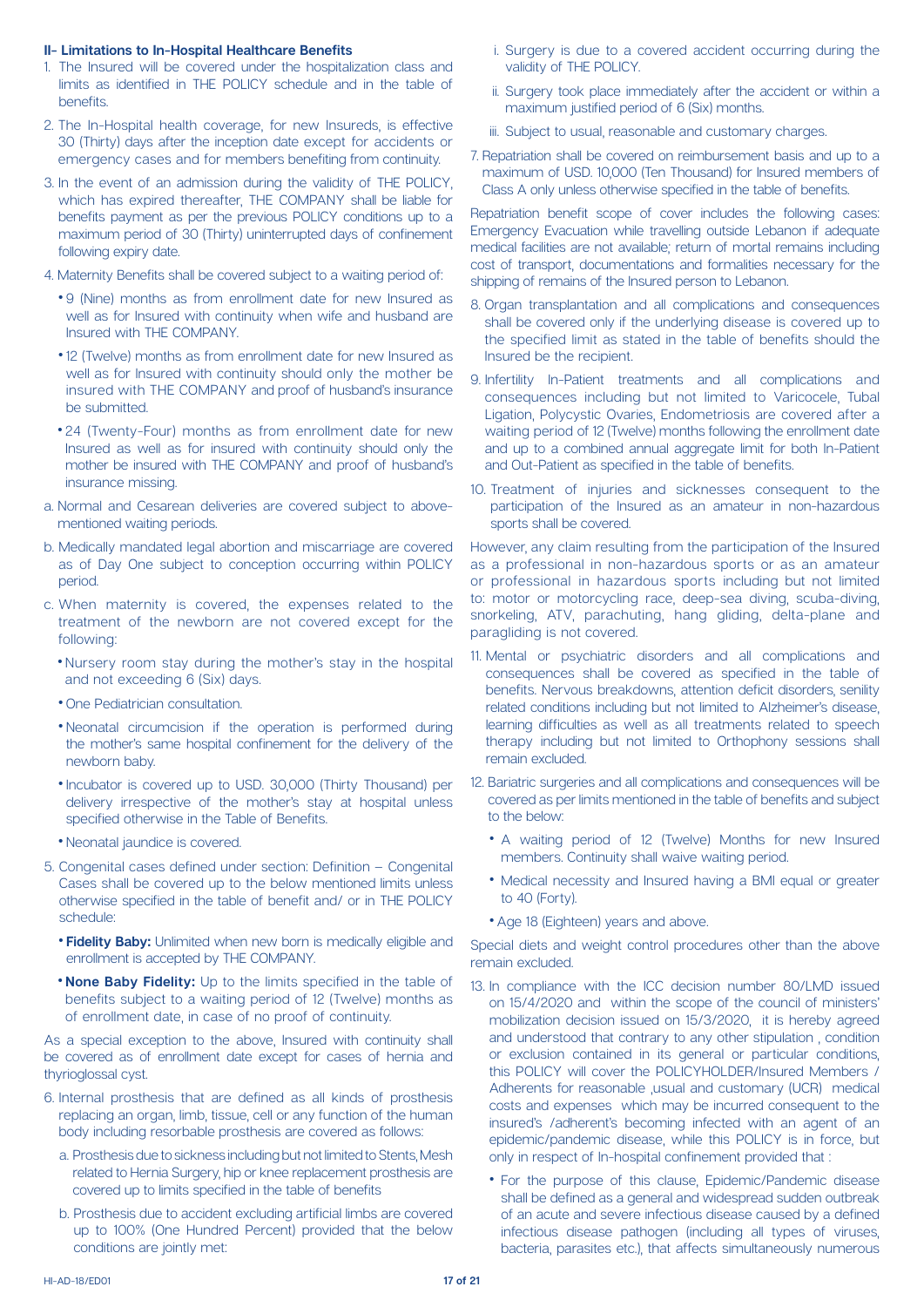## II- Limitations to In-Hospital Healthcare Benefits

1. The Insured will be covered under the hospitalization class and limits as identified in THE POLICY schedule and in the table of benefits.
2. The In-Hospital health coverage, for new Insureds, is effective 30 (Thirty) days after the inception date except for accidents or emergency cases and for members benefiting from continuity.
3. In the event of an admission during the validity of THE POLICY, which has expired thereafter, THE COMPANY shall be liable for benefits payment as per the previous POLICY conditions up to a maximum period of 30 (Thirty) uninterrupted days of confinement following expiry date.
4. Maternity Benefits shall be covered subject to a waiting period of:
   - 9 (Nine) months as from enrollment date for new Insured as well as for Insured with continuity when wife and husband are Insured with THE COMPANY.
   - 12 (Twelve) months as from enrollment date for new Insured as well as for Insured with continuity should only the mother be insured with THE COMPANY and proof of husband's insurance be submitted.
   - 24 (Twenty-Four) months as from enrollment date for new Insured as well as for insured with continuity should only the mother be insured with THE COMPANY and proof of husband's insurance missing.

a. Normal and Cesarean deliveries are covered subject to above-mentioned waiting periods.

b. Medically mandated legal abortion and miscarriage are covered as of Day One subject to conception occurring within POLICY period.

c. When maternity is covered, the expenses related to the treatment of the newborn are not covered except for the following:
   - Nursery room stay during the mother's stay in the hospital and not exceeding 6 (Six) days.
   - One Pediatrician consultation.
   - Neonatal circumcision if the operation is performed during the mother's same hospital confinement for the delivery of the newborn baby.
   - Incubator is covered up to USD. 30,000 (Thirty Thousand) per delivery irrespective of the mother's stay at hospital unless specified otherwise in the Table of Benefits.
   - Neonatal jaundice is covered.

5. Congenital cases defined under section: Definition – Congenital Cases shall be covered up to the below mentioned limits unless otherwise specified in the table of benefit and/ or in THE POLICY schedule:
   - **Fidelity Baby:** Unlimited when new born is medically eligible and enrollment is accepted by THE COMPANY.
   - **None Baby Fidelity:** Up to the limits specified in the table of benefits subject to a waiting period of 12 (Twelve) months as of enrollment date, in case of no proof of continuity.

As a special exception to the above, Insured with continuity shall be covered as of enrollment date except for cases of hernia and thyrioglossal cyst.

6. Internal prosthesis that are defined as all kinds of prosthesis replacing an organ, limb, tissue, cell or any function of the human body including resorbable prosthesis are covered as follows:

   a. Prosthesis due to sickness including but not limited to Stents, Mesh related to Hernia Surgery, hip or knee replacement prosthesis are covered up to limits specified in the table of benefits

   b. Prosthesis due to accident excluding artificial limbs are covered up to 100% (One Hundred Percent) provided that the below conditions are jointly met:

      i. Surgery is due to a covered accident occurring during the validity of THE POLICY.

      ii. Surgery took place immediately after the accident or within a maximum justified period of 6 (Six) months.

      iii. Subject to usual, reasonable and customary charges.

7. Repatriation shall be covered on reimbursement basis and up to a maximum of USD. 10,000 (Ten Thousand) for Insured members of Class A only unless otherwise specified in the table of benefits.

Repatriation benefit scope of cover includes the following cases: Emergency Evacuation while travelling outside Lebanon if adequate medical facilities are not available; return of mortal remains including cost of transport, documentations and formalities necessary for the shipping of remains of the Insured person to Lebanon.

8. Organ transplantation and all complications and consequences shall be covered only if the underlying disease is covered up to the specified limit as stated in the table of benefits should the Insured be the recipient.
9. Infertility In-Patient treatments and all complications and consequences including but not limited to Varicocele, Tubal Ligation, Polycystic Ovaries, Endometriosis are covered after a waiting period of 12 (Twelve) months following the enrollment date and up to a combined annual aggregate limit for both In-Patient and Out-Patient as specified in the table of benefits.
10. Treatment of injuries and sicknesses consequent to the participation of the Insured as an amateur in non-hazardous sports shall be covered.

However, any claim resulting from the participation of the Insured as a professional in non-hazardous sports or as an amateur or professional in hazardous sports including but not limited to: motor or motorcycling race, deep-sea diving, scuba-diving, snorkeling, ATV, parachuting, hang gliding, delta-plane and paragliding is not covered.

11. Mental or psychiatric disorders and all complications and consequences shall be covered as specified in the table of benefits. Nervous breakdowns, attention deficit disorders, senility related conditions including but not limited to Alzheimer's disease, learning difficulties as well as all treatments related to speech therapy including but not limited to Orthophony sessions shall remain excluded.
12. Bariatric surgeries and all complications and consequences will be covered as per limits mentioned in the table of benefits and subject to the below:
    - A waiting period of 12 (Twelve) Months for new Insured members. Continuity shall waive waiting period.
    - Medical necessity and Insured having a BMI equal or greater to 40 (Forty).
    - Age 18 (Eighteen) years and above.

Special diets and weight control procedures other than the above remain excluded.

13. In compliance with the ICC decision number 80/LMD issued on 15/4/2020 and within the scope of the council of ministers' mobilization decision issued on 15/3/2020, it is hereby agreed and understood that contrary to any other stipulation , condition or exclusion contained in its general or particular conditions, this POLICY will cover the POLICYHOLDER/Insured Members / Adherents for reasonable ,usual and customary (UCR) medical costs and expenses which may be incurred consequent to the insured's /adherent's becoming infected with an agent of an epidemic/pandemic disease, while this POLICY is in force, but only in respect of In-hospital confinement provided that :
    - For the purpose of this clause, Epidemic/Pandemic disease shall be defined as a general and widespread sudden outbreak of an acute and severe infectious disease caused by a defined infectious disease pathogen (including all types of viruses, bacteria, parasites etc.), that affects simultaneously numerous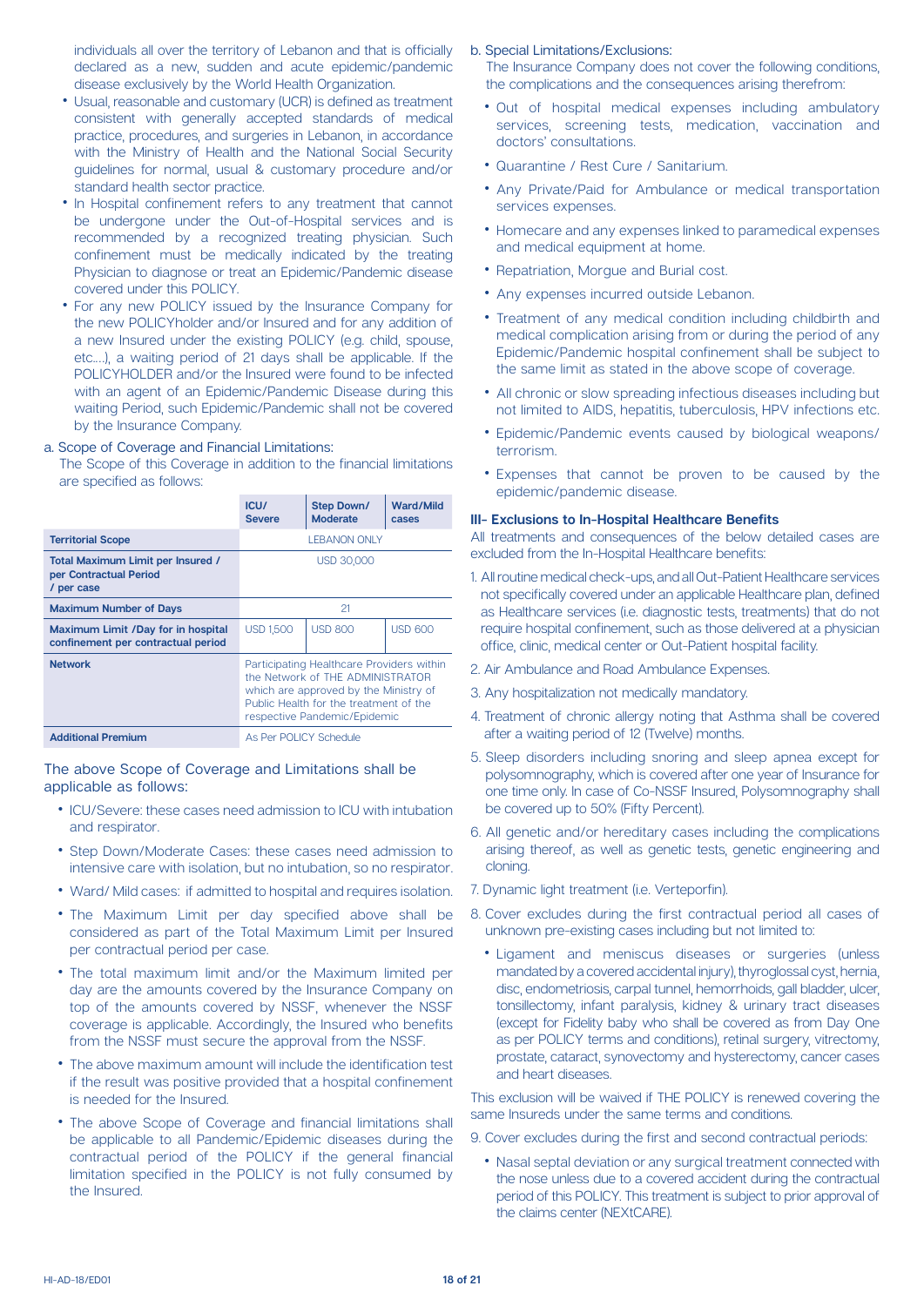individuals all over the territory of Lebanon and that is officially declared as a new, sudden and acute epidemic/pandemic disease exclusively by the World Health Organization.

- Usual, reasonable and customary (UCR) is defined as treatment consistent with generally accepted standards of medical practice, procedures, and surgeries in Lebanon, in accordance with the Ministry of Health and the National Social Security guidelines for normal, usual & customary procedure and/or standard health sector practice.
- In Hospital confinement refers to any treatment that cannot be undergone under the Out-of-Hospital services and is recommended by a recognized treating physician. Such confinement must be medically indicated by the treating Physician to diagnose or treat an Epidemic/Pandemic disease covered under this POLICY.
- For any new POLICY issued by the Insurance Company for the new POLICYholder and/or Insured and for any addition of a new Insured under the existing POLICY (e.g. child, spouse, etc….), a waiting period of 21 days shall be applicable. If the POLICYHOLDER and/or the Insured were found to be infected with an agent of an Epidemic/Pandemic Disease during this waiting Period, such Epidemic/Pandemic shall not be covered by the Insurance Company.

a. Scope of Coverage and Financial Limitations:

The Scope of this Coverage in addition to the financial limitations are specified as follows:

| | ICU/ Severe | Step Down/ Moderate | Ward/Mild cases |
|---|---|---|---|
| **Territorial Scope** | LEBANON ONLY | | |
| **Total Maximum Limit per Insured / per Contractual Period / per case** | USD 30,000 | | |
| **Maximum Number of Days** | 21 | | |
| **Maximum Limit /Day for in hospital confinement per contractual period** | USD 1,500 | USD 800 | USD 600 |
| **Network** | Participating Healthcare Providers within the Network of THE ADMINISTRATOR which are approved by the Ministry of Public Health for the treatment of the respective Pandemic/Epidemic | | |
| **Additional Premium** | As Per POLICY Schedule | | |

The above Scope of Coverage and Limitations shall be applicable as follows:

- ICU/Severe: these cases need admission to ICU with intubation and respirator.
- Step Down/Moderate Cases: these cases need admission to intensive care with isolation, but no intubation, so no respirator.
- Ward/ Mild cases: if admitted to hospital and requires isolation.
- The Maximum Limit per day specified above shall be considered as part of the Total Maximum Limit per Insured per contractual period per case.
- The total maximum limit and/or the Maximum limited per day are the amounts covered by the Insurance Company on top of the amounts covered by NSSF, whenever the NSSF coverage is applicable. Accordingly, the Insured who benefits from the NSSF must secure the approval from the NSSF.
- The above maximum amount will include the identification test if the result was positive provided that a hospital confinement is needed for the Insured.
- The above Scope of Coverage and financial limitations shall be applicable to all Pandemic/Epidemic diseases during the contractual period of the POLICY if the general financial limitation specified in the POLICY is not fully consumed by the Insured.

b. Special Limitations/Exclusions:

The Insurance Company does not cover the following conditions, the complications and the consequences arising therefrom:

- Out of hospital medical expenses including ambulatory services, screening tests, medication, vaccination and doctors' consultations.
- Quarantine / Rest Cure / Sanitarium.
- Any Private/Paid for Ambulance or medical transportation services expenses.
- Homecare and any expenses linked to paramedical expenses and medical equipment at home.
- Repatriation, Morgue and Burial cost.
- Any expenses incurred outside Lebanon.
- Treatment of any medical condition including childbirth and medical complication arising from or during the period of any Epidemic/Pandemic hospital confinement shall be subject to the same limit as stated in the above scope of coverage.
- All chronic or slow spreading infectious diseases including but not limited to AIDS, hepatitis, tuberculosis, HPV infections etc.
- Epidemic/Pandemic events caused by biological weapons/ terrorism.
- Expenses that cannot be proven to be caused by the epidemic/pandemic disease.

### III- Exclusions to In-Hospital Healthcare Benefits

All treatments and consequences of the below detailed cases are excluded from the In-Hospital Healthcare benefits:

1. All routine medical check-ups, and all Out-Patient Healthcare services not specifically covered under an applicable Healthcare plan, defined as Healthcare services (i.e. diagnostic tests, treatments) that do not require hospital confinement, such as those delivered at a physician office, clinic, medical center or Out-Patient hospital facility.
2. Air Ambulance and Road Ambulance Expenses.
3. Any hospitalization not medically mandatory.
4. Treatment of chronic allergy noting that Asthma shall be covered after a waiting period of 12 (Twelve) months.
5. Sleep disorders including snoring and sleep apnea except for polysomnography, which is covered after one year of Insurance for one time only. In case of Co-NSSF Insured, Polysomnography shall be covered up to 50% (Fifty Percent).
6. All genetic and/or hereditary cases including the complications arising thereof, as well as genetic tests, genetic engineering and cloning.
7. Dynamic light treatment (i.e. Verteporfin).
8. Cover excludes during the first contractual period all cases of unknown pre-existing cases including but not limited to:
   - Ligament and meniscus diseases or surgeries (unless mandated by a covered accidental injury), thyroglossal cyst, hernia, disc, endometriosis, carpal tunnel, hemorrhoids, gall bladder, ulcer, tonsillectomy, infant paralysis, kidney & urinary tract diseases (except for Fidelity baby who shall be covered as from Day One as per POLICY terms and conditions), retinal surgery, vitrectomy, prostate, cataract, synovectomy and hysterectomy, cancer cases and heart diseases.

This exclusion will be waived if THE POLICY is renewed covering the same Insureds under the same terms and conditions.

9. Cover excludes during the first and second contractual periods:
   - Nasal septal deviation or any surgical treatment connected with the nose unless due to a covered accident during the contractual period of this POLICY. This treatment is subject to prior approval of the claims center (NEXtCARE).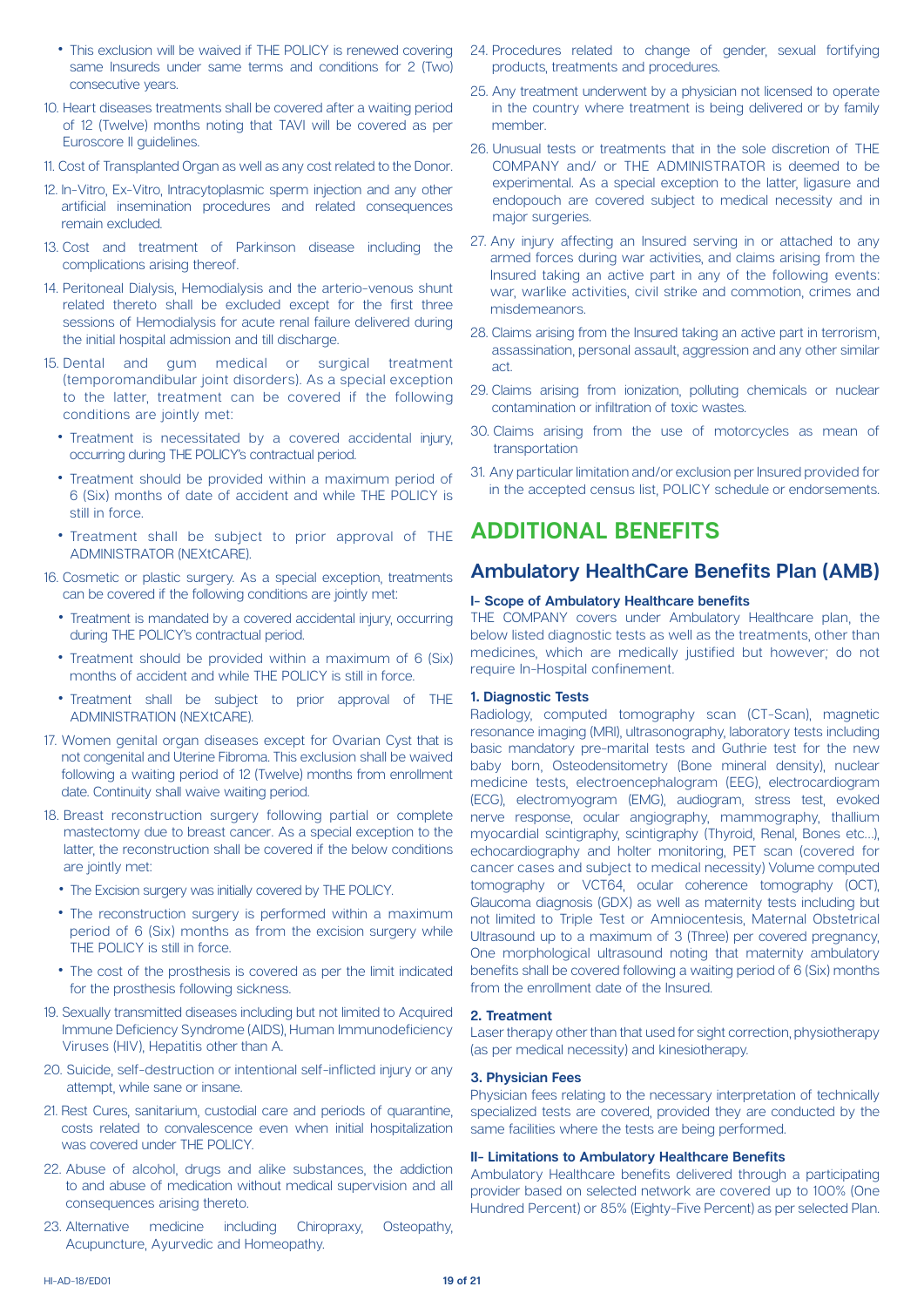- This exclusion will be waived if THE POLICY is renewed covering same Insureds under same terms and conditions for 2 (Two) consecutive years.

10. Heart diseases treatments shall be covered after a waiting period of 12 (Twelve) months noting that TAVI will be covered as per Euroscore II guidelines.
11. Cost of Transplanted Organ as well as any cost related to the Donor.
12. In-Vitro, Ex-Vitro, Intracytoplasmic sperm injection and any other artificial insemination procedures and related consequences remain excluded.
13. Cost and treatment of Parkinson disease including the complications arising thereof.
14. Peritoneal Dialysis, Hemodialysis and the arterio-venous shunt related thereto shall be excluded except for the first three sessions of Hemodialysis for acute renal failure delivered during the initial hospital admission and till discharge.
15. Dental and gum medical or surgical treatment (temporomandibular joint disorders). As a special exception to the latter, treatment can be covered if the following conditions are jointly met:
    - Treatment is necessitated by a covered accidental injury, occurring during THE POLICY's contractual period.
    - Treatment should be provided within a maximum period of 6 (Six) months of date of accident and while THE POLICY is still in force.
    - Treatment shall be subject to prior approval of THE ADMINISTRATOR (NEXtCARE).
16. Cosmetic or plastic surgery. As a special exception, treatments can be covered if the following conditions are jointly met:
    - Treatment is mandated by a covered accidental injury, occurring during THE POLICY's contractual period.
    - Treatment should be provided within a maximum of 6 (Six) months of accident and while THE POLICY is still in force.
    - Treatment shall be subject to prior approval of THE ADMINISTRATION (NEXtCARE).
17. Women genital organ diseases except for Ovarian Cyst that is not congenital and Uterine Fibroma. This exclusion shall be waived following a waiting period of 12 (Twelve) months from enrollment date. Continuity shall waive waiting period.
18. Breast reconstruction surgery following partial or complete mastectomy due to breast cancer. As a special exception to the latter, the reconstruction shall be covered if the below conditions are jointly met:
    - The Excision surgery was initially covered by THE POLICY.
    - The reconstruction surgery is performed within a maximum period of 6 (Six) months as from the excision surgery while THE POLICY is still in force.
    - The cost of the prosthesis is covered as per the limit indicated for the prosthesis following sickness.
19. Sexually transmitted diseases including but not limited to Acquired Immune Deficiency Syndrome (AIDS), Human Immunodeficiency Viruses (HIV), Hepatitis other than A.
20. Suicide, self-destruction or intentional self-inflicted injury or any attempt, while sane or insane.
21. Rest Cures, sanitarium, custodial care and periods of quarantine, costs related to convalescence even when initial hospitalization was covered under THE POLICY.
22. Abuse of alcohol, drugs and alike substances, the addiction to and abuse of medication without medical supervision and all consequences arising thereto.
23. Alternative medicine including Chiropraxy, Osteopathy, Acupuncture, Ayurvedic and Homeopathy.
24. Procedures related to change of gender, sexual fortifying products, treatments and procedures.
25. Any treatment underwent by a physician not licensed to operate in the country where treatment is being delivered or by family member.
26. Unusual tests or treatments that in the sole discretion of THE COMPANY and/ or THE ADMINISTRATOR is deemed to be experimental. As a special exception to the latter, ligasure and endopouch are covered subject to medical necessity and in major surgeries.
27. Any injury affecting an Insured serving in or attached to any armed forces during war activities, and claims arising from the Insured taking an active part in any of the following events: war, warlike activities, civil strike and commotion, crimes and misdemeanors.
28. Claims arising from the Insured taking an active part in terrorism, assassination, personal assault, aggression and any other similar act.
29. Claims arising from ionization, polluting chemicals or nuclear contamination or infiltration of toxic wastes.
30. Claims arising from the use of motorcycles as mean of transportation
31. Any particular limitation and/or exclusion per Insured provided for in the accepted census list, POLICY schedule or endorsements.

# ADDITIONAL BENEFITS

## Ambulatory HealthCare Benefits Plan (AMB)

#### I- Scope of Ambulatory Healthcare benefits

THE COMPANY covers under Ambulatory Healthcare plan, the below listed diagnostic tests as well as the treatments, other than medicines, which are medically justified but however; do not require In-Hospital confinement.

#### 1. Diagnostic Tests

Radiology, computed tomography scan (CT-Scan), magnetic resonance imaging (MRI), ultrasonography, laboratory tests including basic mandatory pre-marital tests and Guthrie test for the new baby born, Osteodensitometry (Bone mineral density), nuclear medicine tests, electroencephalogram (EEG), electrocardiogram (ECG), electromyogram (EMG), audiogram, stress test, evoked nerve response, ocular angiography, mammography, thallium myocardial scintigraphy, scintigraphy (Thyroid, Renal, Bones etc…), echocardiography and holter monitoring, PET scan (covered for cancer cases and subject to medical necessity) Volume computed tomography or VCT64, ocular coherence tomography (OCT), Glaucoma diagnosis (GDX) as well as maternity tests including but not limited to Triple Test or Amniocentesis, Maternal Obstetrical Ultrasound up to a maximum of 3 (Three) per covered pregnancy, One morphological ultrasound noting that maternity ambulatory benefits shall be covered following a waiting period of 6 (Six) months from the enrollment date of the Insured.

#### 2. Treatment

Laser therapy other than that used for sight correction, physiotherapy (as per medical necessity) and kinesiotherapy.

#### 3. Physician Fees

Physician fees relating to the necessary interpretation of technically specialized tests are covered, provided they are conducted by the same facilities where the tests are being performed.

#### II- Limitations to Ambulatory Healthcare Benefits

Ambulatory Healthcare benefits delivered through a participating provider based on selected network are covered up to 100% (One Hundred Percent) or 85% (Eighty-Five Percent) as per selected Plan.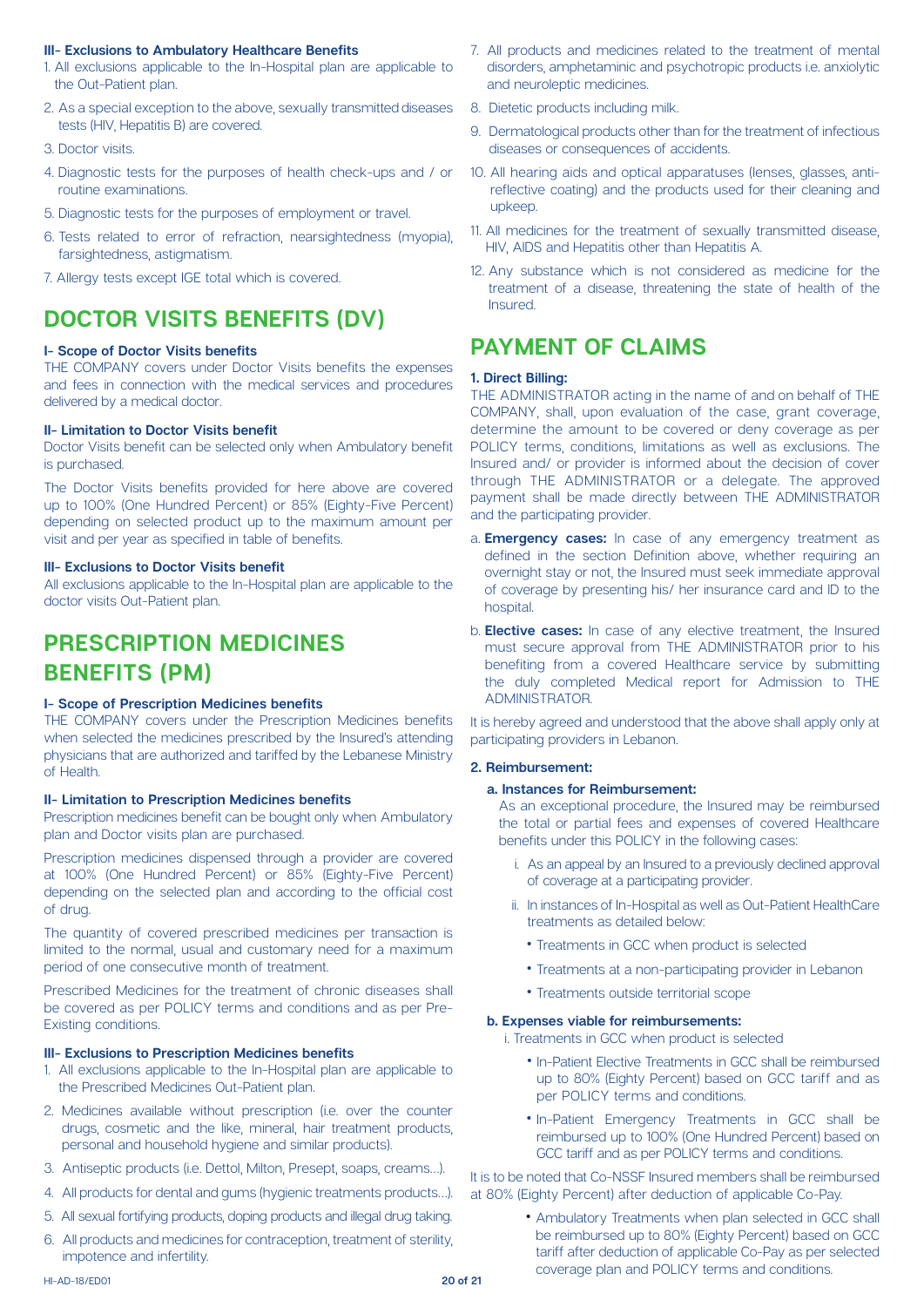**III- Exclusions to Ambulatory Healthcare Benefits**

1. All exclusions applicable to the In-Hospital plan are applicable to the Out-Patient plan.
2. As a special exception to the above, sexually transmitted diseases tests (HIV, Hepatitis B) are covered.
3. Doctor visits.
4. Diagnostic tests for the purposes of health check-ups and / or routine examinations.
5. Diagnostic tests for the purposes of employment or travel.
6. Tests related to error of refraction, nearsightedness (myopia), farsightedness, astigmatism.
7. Allergy tests except IGE total which is covered.

## DOCTOR VISITS BENEFITS (DV)

**I- Scope of Doctor Visits benefits**

THE COMPANY covers under Doctor Visits benefits the expenses and fees in connection with the medical services and procedures delivered by a medical doctor.

**II- Limitation to Doctor Visits benefit**

Doctor Visits benefit can be selected only when Ambulatory benefit is purchased.

The Doctor Visits benefits provided for here above are covered up to 100% (One Hundred Percent) or 85% (Eighty-Five Percent) depending on selected product up to the maximum amount per visit and per year as specified in table of benefits.

**III- Exclusions to Doctor Visits benefit**

All exclusions applicable to the In-Hospital plan are applicable to the doctor visits Out-Patient plan.

## PRESCRIPTION MEDICINES BENEFITS (PM)

**I- Scope of Prescription Medicines benefits**

THE COMPANY covers under the Prescription Medicines benefits when selected the medicines prescribed by the Insured's attending physicians that are authorized and tariffed by the Lebanese Ministry of Health.

**II- Limitation to Prescription Medicines benefits**

Prescription medicines benefit can be bought only when Ambulatory plan and Doctor visits plan are purchased.

Prescription medicines dispensed through a provider are covered at 100% (One Hundred Percent) or 85% (Eighty-Five Percent) depending on the selected plan and according to the official cost of drug.

The quantity of covered prescribed medicines per transaction is limited to the normal, usual and customary need for a maximum period of one consecutive month of treatment.

Prescribed Medicines for the treatment of chronic diseases shall be covered as per POLICY terms and conditions and as per Pre-Existing conditions.

**III- Exclusions to Prescription Medicines benefits**

1. All exclusions applicable to the In-Hospital plan are applicable to the Prescribed Medicines Out-Patient plan.
2. Medicines available without prescription (i.e. over the counter drugs, cosmetic and the like, mineral, hair treatment products, personal and household hygiene and similar products).
3. Antiseptic products (i.e. Dettol, Milton, Presept, soaps, creams…).
4. All products for dental and gums (hygienic treatments products…).
5. All sexual fortifying products, doping products and illegal drug taking.
6. All products and medicines for contraception, treatment of sterility, impotence and infertility.
7. All products and medicines related to the treatment of mental disorders, amphetaminic and psychotropic products i.e. anxiolytic and neuroleptic medicines.
8. Dietetic products including milk.
9. Dermatological products other than for the treatment of infectious diseases or consequences of accidents.
10. All hearing aids and optical apparatuses (lenses, glasses, anti-reflective coating) and the products used for their cleaning and upkeep.
11. All medicines for the treatment of sexually transmitted disease, HIV, AIDS and Hepatitis other than Hepatitis A.
12. Any substance which is not considered as medicine for the treatment of a disease, threatening the state of health of the Insured.

## PAYMENT OF CLAIMS

**1. Direct Billing:**

THE ADMINISTRATOR acting in the name of and on behalf of THE COMPANY, shall, upon evaluation of the case, grant coverage, determine the amount to be covered or deny coverage as per POLICY terms, conditions, limitations as well as exclusions. The Insured and/ or provider is informed about the decision of cover through THE ADMINISTRATOR or a delegate. The approved payment shall be made directly between THE ADMINISTRATOR and the participating provider.

a. **Emergency cases:** In case of any emergency treatment as defined in the section Definition above, whether requiring an overnight stay or not, the Insured must seek immediate approval of coverage by presenting his/ her insurance card and ID to the hospital.

b. **Elective cases:** In case of any elective treatment, the Insured must secure approval from THE ADMINISTRATOR prior to his benefiting from a covered Healthcare service by submitting the duly completed Medical report for Admission to THE ADMINISTRATOR.

It is hereby agreed and understood that the above shall apply only at participating providers in Lebanon.

**2. Reimbursement:**

**a. Instances for Reimbursement:**

As an exceptional procedure, the Insured may be reimbursed the total or partial fees and expenses of covered Healthcare benefits under this POLICY in the following cases:

i. As an appeal by an Insured to a previously declined approval of coverage at a participating provider.

ii. In instances of In-Hospital as well as Out-Patient HealthCare treatments as detailed below:

- Treatments in GCC when product is selected
- Treatments at a non-participating provider in Lebanon
- Treatments outside territorial scope

**b. Expenses viable for reimbursements:**

i. Treatments in GCC when product is selected

- In-Patient Elective Treatments in GCC shall be reimbursed up to 80% (Eighty Percent) based on GCC tariff and as per POLICY terms and conditions.
- In-Patient Emergency Treatments in GCC shall be reimbursed up to 100% (One Hundred Percent) based on GCC tariff and as per POLICY terms and conditions.

It is to be noted that Co-NSSF Insured members shall be reimbursed at 80% (Eighty Percent) after deduction of applicable Co-Pay.

- Ambulatory Treatments when plan selected in GCC shall be reimbursed up to 80% (Eighty Percent) based on GCC tariff after deduction of applicable Co-Pay as per selected coverage plan and POLICY terms and conditions.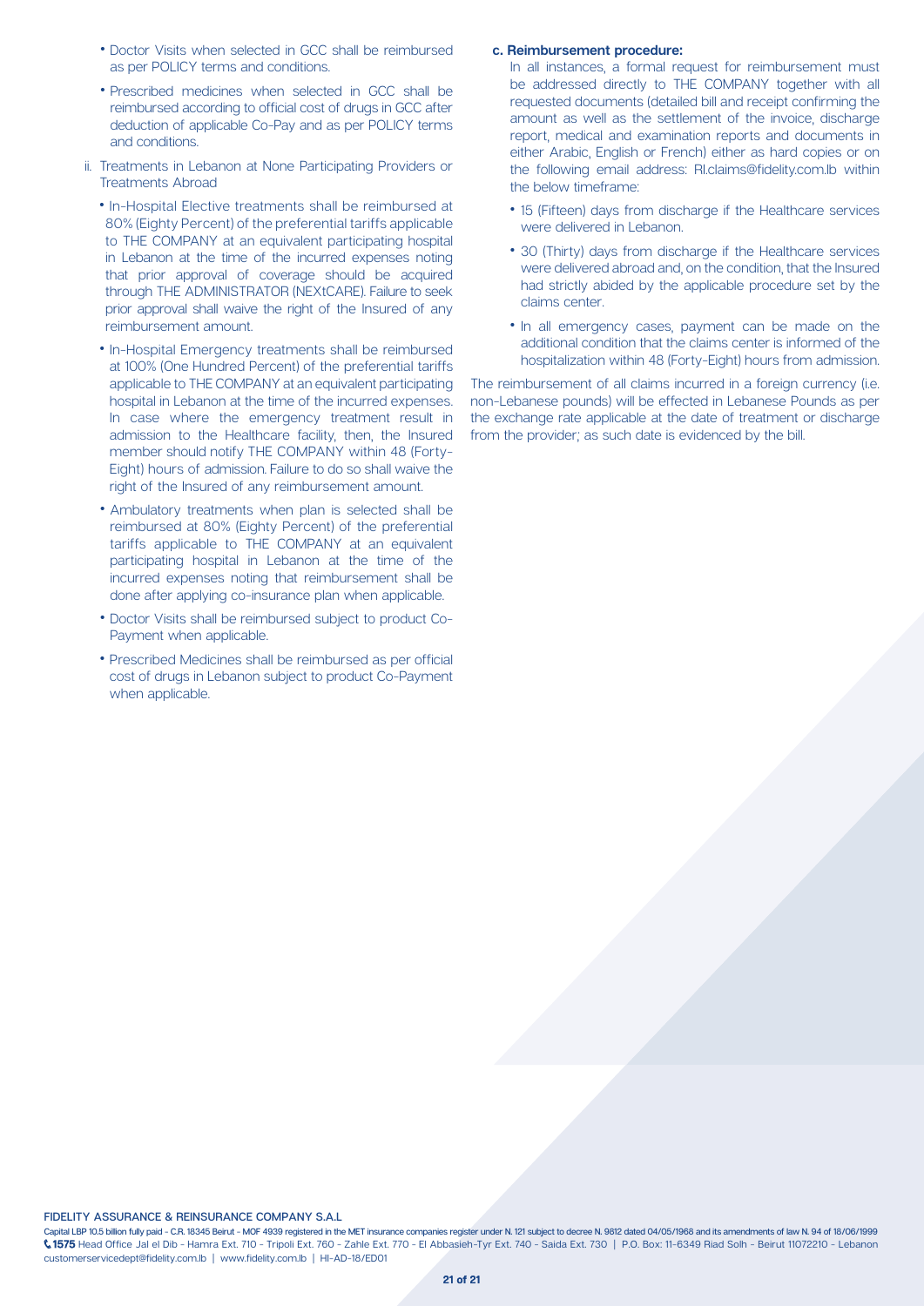- Doctor Visits when selected in GCC shall be reimbursed as per POLICY terms and conditions.
- Prescribed medicines when selected in GCC shall be reimbursed according to official cost of drugs in GCC after deduction of applicable Co-Pay and as per POLICY terms and conditions.

ii. Treatments in Lebanon at None Participating Providers or Treatments Abroad

- In-Hospital Elective treatments shall be reimbursed at 80% (Eighty Percent) of the preferential tariffs applicable to THE COMPANY at an equivalent participating hospital in Lebanon at the time of the incurred expenses noting that prior approval of coverage should be acquired through THE ADMINISTRATOR (NEXtCARE). Failure to seek prior approval shall waive the right of the Insured of any reimbursement amount.
- In-Hospital Emergency treatments shall be reimbursed at 100% (One Hundred Percent) of the preferential tariffs applicable to THE COMPANY at an equivalent participating hospital in Lebanon at the time of the incurred expenses. In case where the emergency treatment result in admission to the Healthcare facility, then, the Insured member should notify THE COMPANY within 48 (Forty-Eight) hours of admission. Failure to do so shall waive the right of the Insured of any reimbursement amount.
- Ambulatory treatments when plan is selected shall be reimbursed at 80% (Eighty Percent) of the preferential tariffs applicable to THE COMPANY at an equivalent participating hospital in Lebanon at the time of the incurred expenses noting that reimbursement shall be done after applying co-insurance plan when applicable.
- Doctor Visits shall be reimbursed subject to product Co-Payment when applicable.
- Prescribed Medicines shall be reimbursed as per official cost of drugs in Lebanon subject to product Co-Payment when applicable.

**c. Reimbursement procedure:**

In all instances, a formal request for reimbursement must be addressed directly to THE COMPANY together with all requested documents (detailed bill and receipt confirming the amount as well as the settlement of the invoice, discharge report, medical and examination reports and documents in either Arabic, English or French) either as hard copies or on the following email address: RI.claims@fidelity.com.lb within the below timeframe:

- 15 (Fifteen) days from discharge if the Healthcare services were delivered in Lebanon.
- 30 (Thirty) days from discharge if the Healthcare services were delivered abroad and, on the condition, that the Insured had strictly abided by the applicable procedure set by the claims center.
- In all emergency cases, payment can be made on the additional condition that the claims center is informed of the hospitalization within 48 (Forty-Eight) hours from admission.

The reimbursement of all claims incurred in a foreign currency (i.e. non-Lebanese pounds) will be effected in Lebanese Pounds as per the exchange rate applicable at the date of treatment or discharge from the provider; as such date is evidenced by the bill.

FIDELITY ASSURANCE & REINSURANCE COMPANY S.A.L

Capital LBP 10.5 billion fully paid - C.R. 18345 Beirut - MOF 4939 registered in the MET insurance companies register under N. 121 subject to decree N. 9812 dated 04/05/1968 and its amendments of law N. 94 of 18/06/1999

1575 Head Office Jal el Dib - Hamra Ext. 710 - Tripoli Ext. 760 - Zahle Ext. 770 - El Abbasieh-Tyr Ext. 740 - Saida Ext. 730 | P.O. Box: 11-6349 Riad Solh - Beirut 11072210 - Lebanon

customerservicedept@fidelity.com.lb | www.fidelity.com.lb | HI-AD-18/ED01